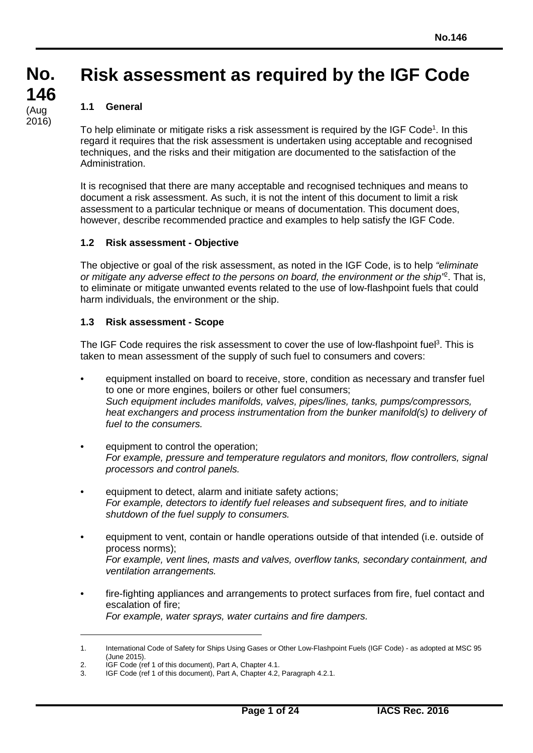# Risk assessment as required by the IGF Code

No. 146 (Aug 2016)

## 1.1 General

To help eliminate or mitigate risks a risk assessment is required by the IGF Code[1]. In this regard it requires that the risk assessment is undertaken using acceptable and recognised techniques, and the risks and their mitigation are documented to the satisfaction of the Administration.

It is recognised that there are many acceptable and recognised techniques and means to document a risk assessment. As such, it is not the intent of this document to limit a risk assessment to a particular technique or means of documentation. This document does, however, describe recommended practice and examples to help satisfy the IGF Code.

## 1.2 Risk assessment - Objective

The objective or goal of the risk assessment, as noted in the IGF Code, is to help *"eliminate or mitigate any adverse effect to the persons on board, the environment or the ship"*[2]. That is, to eliminate or mitigate unwanted events related to the use of low-flashpoint fuels that could harm individuals, the environment or the ship.

## 1.3 Risk assessment - Scope

The IGF Code requires the risk assessment to cover the use of low-flashpoint fuel[3]. This is taken to mean assessment of the supply of such fuel to consumers and covers:

- equipment installed on board to receive, store, condition as necessary and transfer fuel to one or more engines, boilers or other fuel consumers;
  *Such equipment includes manifolds, valves, pipes/lines, tanks, pumps/compressors, heat exchangers and process instrumentation from the bunker manifold(s) to delivery of fuel to the consumers.*

- equipment to control the operation;
  *For example, pressure and temperature regulators and monitors, flow controllers, signal processors and control panels.*

- equipment to detect, alarm and initiate safety actions;
  *For example, detectors to identify fuel releases and subsequent fires, and to initiate shutdown of the fuel supply to consumers.*

- equipment to vent, contain or handle operations outside of that intended (i.e. outside of process norms);
  *For example, vent lines, masts and valves, overflow tanks, secondary containment, and ventilation arrangements.*

- fire-fighting appliances and arrangements to protect surfaces from fire, fuel contact and escalation of fire;
  *For example, water sprays, water curtains and fire dampers.*

---

1. International Code of Safety for Ships Using Gases or Other Low-Flashpoint Fuels (IGF Code) - as adopted at MSC 95 (June 2015).
2. IGF Code (ref 1 of this document), Part A, Chapter 4.1.
3. IGF Code (ref 1 of this document), Part A, Chapter 4.2, Paragraph 4.2.1.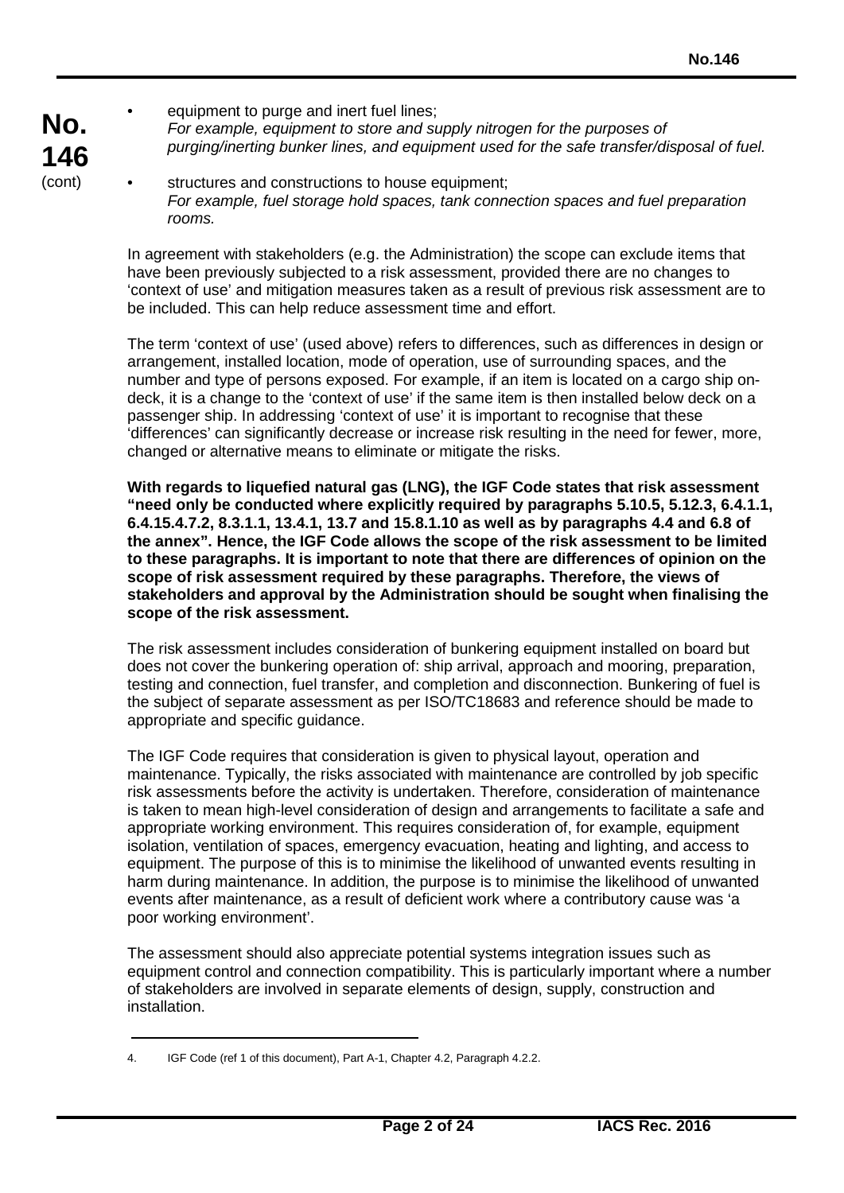- equipment to purge and inert fuel lines;
  *For example, equipment to store and supply nitrogen for the purposes of purging/inerting bunker lines, and equipment used for the safe transfer/disposal of fuel.*

- structures and constructions to house equipment;
  *For example, fuel storage hold spaces, tank connection spaces and fuel preparation rooms.*

In agreement with stakeholders (e.g. the Administration) the scope can exclude items that have been previously subjected to a risk assessment, provided there are no changes to 'context of use' and mitigation measures taken as a result of previous risk assessment are to be included. This can help reduce assessment time and effort.

The term 'context of use' (used above) refers to differences, such as differences in design or arrangement, installed location, mode of operation, use of surrounding spaces, and the number and type of persons exposed. For example, if an item is located on a cargo ship on-deck, it is a change to the 'context of use' if the same item is then installed below deck on a passenger ship. In addressing 'context of use' it is important to recognise that these 'differences' can significantly decrease or increase risk resulting in the need for fewer, more, changed or alternative means to eliminate or mitigate the risks.

**With regards to liquefied natural gas (LNG), the IGF Code states that risk assessment "need only be conducted where explicitly required by paragraphs 5.10.5, 5.12.3, 6.4.1.1, 6.4.15.4.7.2, 8.3.1.1, 13.4.1, 13.7 and 15.8.1.10 as well as by paragraphs 4.4 and 6.8 of the annex". Hence, the IGF Code allows the scope of the risk assessment to be limited to these paragraphs. It is important to note that there are differences of opinion on the scope of risk assessment required by these paragraphs. Therefore, the views of stakeholders and approval by the Administration should be sought when finalising the scope of the risk assessment.**

The risk assessment includes consideration of bunkering equipment installed on board but does not cover the bunkering operation of: ship arrival, approach and mooring, preparation, testing and connection, fuel transfer, and completion and disconnection. Bunkering of fuel is the subject of separate assessment as per ISO/TC18683 and reference should be made to appropriate and specific guidance.

The IGF Code requires that consideration is given to physical layout, operation and maintenance. Typically, the risks associated with maintenance are controlled by job specific risk assessments before the activity is undertaken. Therefore, consideration of maintenance is taken to mean high-level consideration of design and arrangements to facilitate a safe and appropriate working environment. This requires consideration of, for example, equipment isolation, ventilation of spaces, emergency evacuation, heating and lighting, and access to equipment. The purpose of this is to minimise the likelihood of unwanted events resulting in harm during maintenance. In addition, the purpose is to minimise the likelihood of unwanted events after maintenance, as a result of deficient work where a contributory cause was 'a poor working environment'.

The assessment should also appreciate potential systems integration issues such as equipment control and connection compatibility. This is particularly important where a number of stakeholders are involved in separate elements of design, supply, construction and installation.

---

4. IGF Code (ref 1 of this document), Part A-1, Chapter 4.2, Paragraph 4.2.2.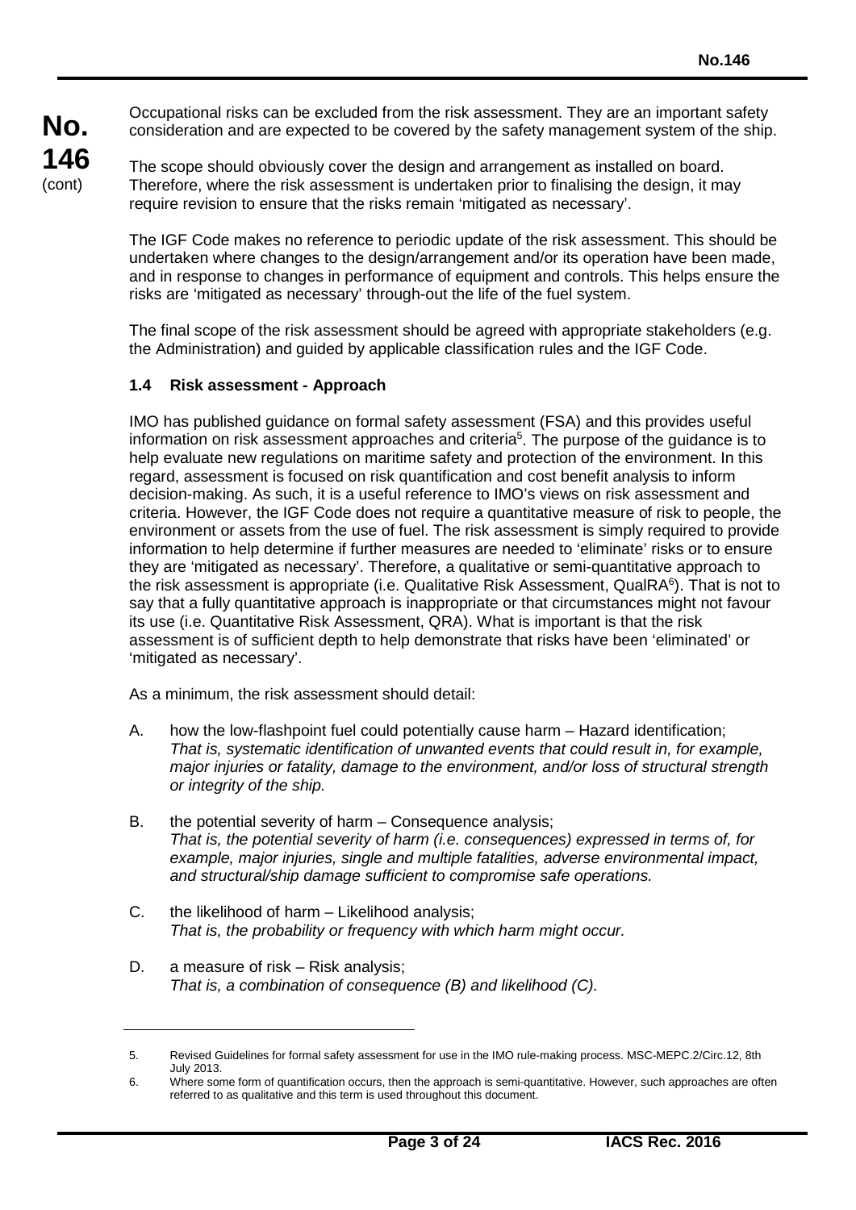Occupational risks can be excluded from the risk assessment. They are an important safety consideration and are expected to be covered by the safety management system of the ship.

The scope should obviously cover the design and arrangement as installed on board. Therefore, where the risk assessment is undertaken prior to finalising the design, it may require revision to ensure that the risks remain 'mitigated as necessary'.

The IGF Code makes no reference to periodic update of the risk assessment. This should be undertaken where changes to the design/arrangement and/or its operation have been made, and in response to changes in performance of equipment and controls. This helps ensure the risks are 'mitigated as necessary' through-out the life of the fuel system.

The final scope of the risk assessment should be agreed with appropriate stakeholders (e.g. the Administration) and guided by applicable classification rules and the IGF Code.

### 1.4 Risk assessment - Approach

IMO has published guidance on formal safety assessment (FSA) and this provides useful information on risk assessment approaches and criteria[5]. The purpose of the guidance is to help evaluate new regulations on maritime safety and protection of the environment. In this regard, assessment is focused on risk quantification and cost benefit analysis to inform decision-making. As such, it is a useful reference to IMO's views on risk assessment and criteria. However, the IGF Code does not require a quantitative measure of risk to people, the environment or assets from the use of fuel. The risk assessment is simply required to provide information to help determine if further measures are needed to 'eliminate' risks or to ensure they are 'mitigated as necessary'. Therefore, a qualitative or semi-quantitative approach to the risk assessment is appropriate (i.e. Qualitative Risk Assessment, QualRA[6]). That is not to say that a fully quantitative approach is inappropriate or that circumstances might not favour its use (i.e. Quantitative Risk Assessment, QRA). What is important is that the risk assessment is of sufficient depth to help demonstrate that risks have been 'eliminated' or 'mitigated as necessary'.

As a minimum, the risk assessment should detail:

A. how the low-flashpoint fuel could potentially cause harm – Hazard identification;
*That is, systematic identification of unwanted events that could result in, for example, major injuries or fatality, damage to the environment, and/or loss of structural strength or integrity of the ship.*

B. the potential severity of harm – Consequence analysis;
*That is, the potential severity of harm (i.e. consequences) expressed in terms of, for example, major injuries, single and multiple fatalities, adverse environmental impact, and structural/ship damage sufficient to compromise safe operations.*

C. the likelihood of harm – Likelihood analysis;
*That is, the probability or frequency with which harm might occur.*

D. a measure of risk – Risk analysis;
*That is, a combination of consequence (B) and likelihood (C).*

---

5. Revised Guidelines for formal safety assessment for use in the IMO rule-making process. MSC-MEPC.2/Circ.12, 8th July 2013.

6. Where some form of quantification occurs, then the approach is semi-quantitative. However, such approaches are often referred to as qualitative and this term is used throughout this document.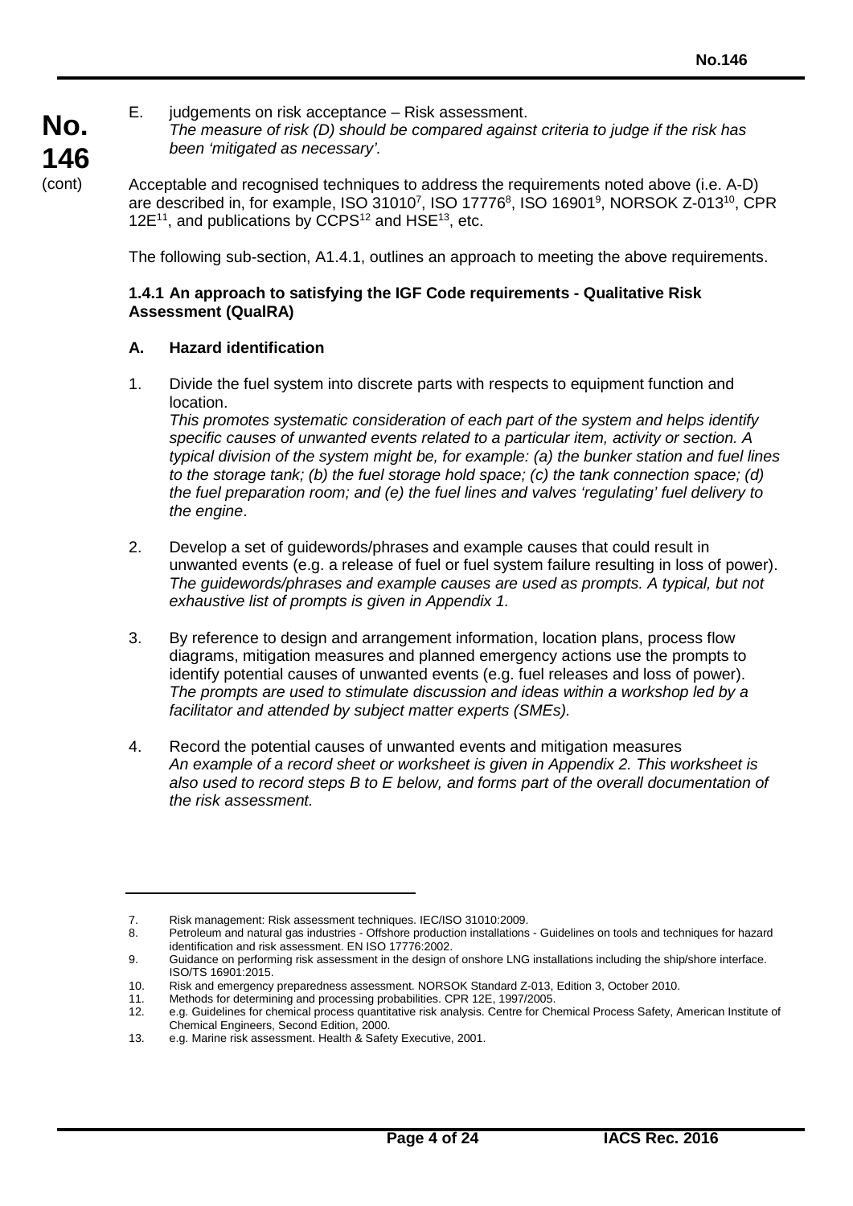E. judgements on risk acceptance – Risk assessment.
*The measure of risk (D) should be compared against criteria to judge if the risk has been 'mitigated as necessary'.*

Acceptable and recognised techniques to address the requirements noted above (i.e. A-D) are described in, for example, ISO 31010[7], ISO 17776[8], ISO 16901[9], NORSOK Z-013[10], CPR 12E[11], and publications by CCPS[12] and HSE[13], etc.

The following sub-section, A1.4.1, outlines an approach to meeting the above requirements.

**1.4.1 An approach to satisfying the IGF Code requirements - Qualitative Risk Assessment (QualRA)**

**A. Hazard identification**

1. Divide the fuel system into discrete parts with respects to equipment function and location.
*This promotes systematic consideration of each part of the system and helps identify specific causes of unwanted events related to a particular item, activity or section. A typical division of the system might be, for example: (a) the bunker station and fuel lines to the storage tank; (b) the fuel storage hold space; (c) the tank connection space; (d) the fuel preparation room; and (e) the fuel lines and valves 'regulating' fuel delivery to the engine*.

2. Develop a set of guidewords/phrases and example causes that could result in unwanted events (e.g. a release of fuel or fuel system failure resulting in loss of power).
*The guidewords/phrases and example causes are used as prompts. A typical, but not exhaustive list of prompts is given in Appendix 1.*

3. By reference to design and arrangement information, location plans, process flow diagrams, mitigation measures and planned emergency actions use the prompts to identify potential causes of unwanted events (e.g. fuel releases and loss of power).
*The prompts are used to stimulate discussion and ideas within a workshop led by a facilitator and attended by subject matter experts (SMEs).*

4. Record the potential causes of unwanted events and mitigation measures
*An example of a record sheet or worksheet is given in Appendix 2. This worksheet is also used to record steps B to E below, and forms part of the overall documentation of the risk assessment.*

---

7. Risk management: Risk assessment techniques. IEC/ISO 31010:2009.
8. Petroleum and natural gas industries - Offshore production installations - Guidelines on tools and techniques for hazard identification and risk assessment. EN ISO 17776:2002.
9. Guidance on performing risk assessment in the design of onshore LNG installations including the ship/shore interface. ISO/TS 16901:2015.
10. Risk and emergency preparedness assessment. NORSOK Standard Z-013, Edition 3, October 2010.
11. Methods for determining and processing probabilities. CPR 12E, 1997/2005.
12. e.g. Guidelines for chemical process quantitative risk analysis. Centre for Chemical Process Safety, American Institute of Chemical Engineers, Second Edition, 2000.
13. e.g. Marine risk assessment. Health & Safety Executive, 2001.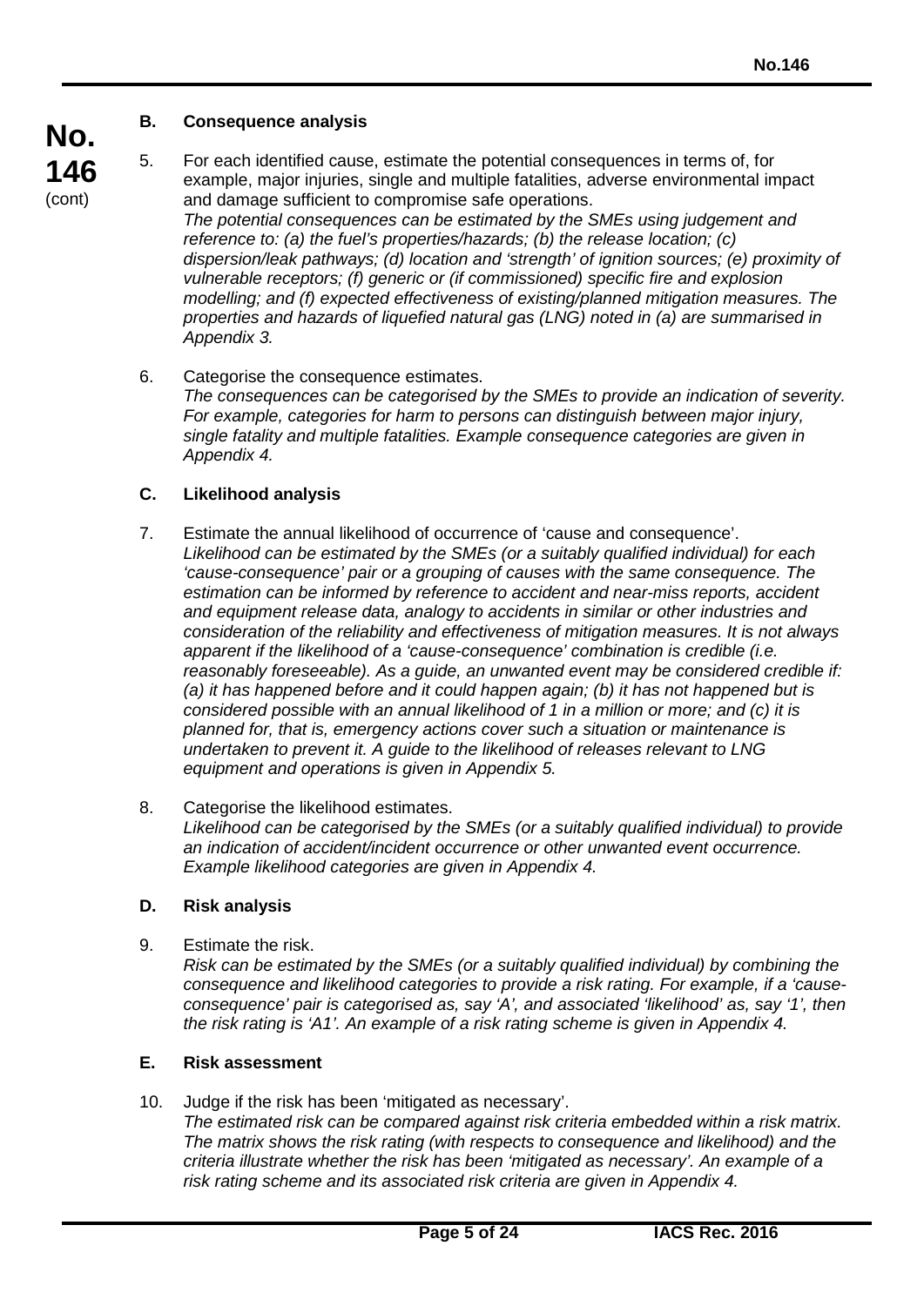### B. Consequence analysis

5. For each identified cause, estimate the potential consequences in terms of, for example, major injuries, single and multiple fatalities, adverse environmental impact and damage sufficient to compromise safe operations.
*The potential consequences can be estimated by the SMEs using judgement and reference to: (a) the fuel's properties/hazards; (b) the release location; (c) dispersion/leak pathways; (d) location and 'strength' of ignition sources; (e) proximity of vulnerable receptors; (f) generic or (if commissioned) specific fire and explosion modelling; and (f) expected effectiveness of existing/planned mitigation measures. The properties and hazards of liquefied natural gas (LNG) noted in (a) are summarised in Appendix 3.*

6. Categorise the consequence estimates.
*The consequences can be categorised by the SMEs to provide an indication of severity. For example, categories for harm to persons can distinguish between major injury, single fatality and multiple fatalities. Example consequence categories are given in Appendix 4.*

### C. Likelihood analysis

7. Estimate the annual likelihood of occurrence of 'cause and consequence'.
*Likelihood can be estimated by the SMEs (or a suitably qualified individual) for each 'cause-consequence' pair or a grouping of causes with the same consequence. The estimation can be informed by reference to accident and near-miss reports, accident and equipment release data, analogy to accidents in similar or other industries and consideration of the reliability and effectiveness of mitigation measures. It is not always apparent if the likelihood of a 'cause-consequence' combination is credible (i.e. reasonably foreseeable). As a guide, an unwanted event may be considered credible if: (a) it has happened before and it could happen again; (b) it has not happened but is considered possible with an annual likelihood of 1 in a million or more; and (c) it is planned for, that is, emergency actions cover such a situation or maintenance is undertaken to prevent it. A guide to the likelihood of releases relevant to LNG equipment and operations is given in Appendix 5.*

8. Categorise the likelihood estimates.
*Likelihood can be categorised by the SMEs (or a suitably qualified individual) to provide an indication of accident/incident occurrence or other unwanted event occurrence. Example likelihood categories are given in Appendix 4.*

### D. Risk analysis

9. Estimate the risk.
*Risk can be estimated by the SMEs (or a suitably qualified individual) by combining the consequence and likelihood categories to provide a risk rating. For example, if a 'cause-consequence' pair is categorised as, say 'A', and associated 'likelihood' as, say '1', then the risk rating is 'A1'. An example of a risk rating scheme is given in Appendix 4.*

### E. Risk assessment

10. Judge if the risk has been 'mitigated as necessary'.
*The estimated risk can be compared against risk criteria embedded within a risk matrix. The matrix shows the risk rating (with respects to consequence and likelihood) and the criteria illustrate whether the risk has been 'mitigated as necessary'. An example of a risk rating scheme and its associated risk criteria are given in Appendix 4.*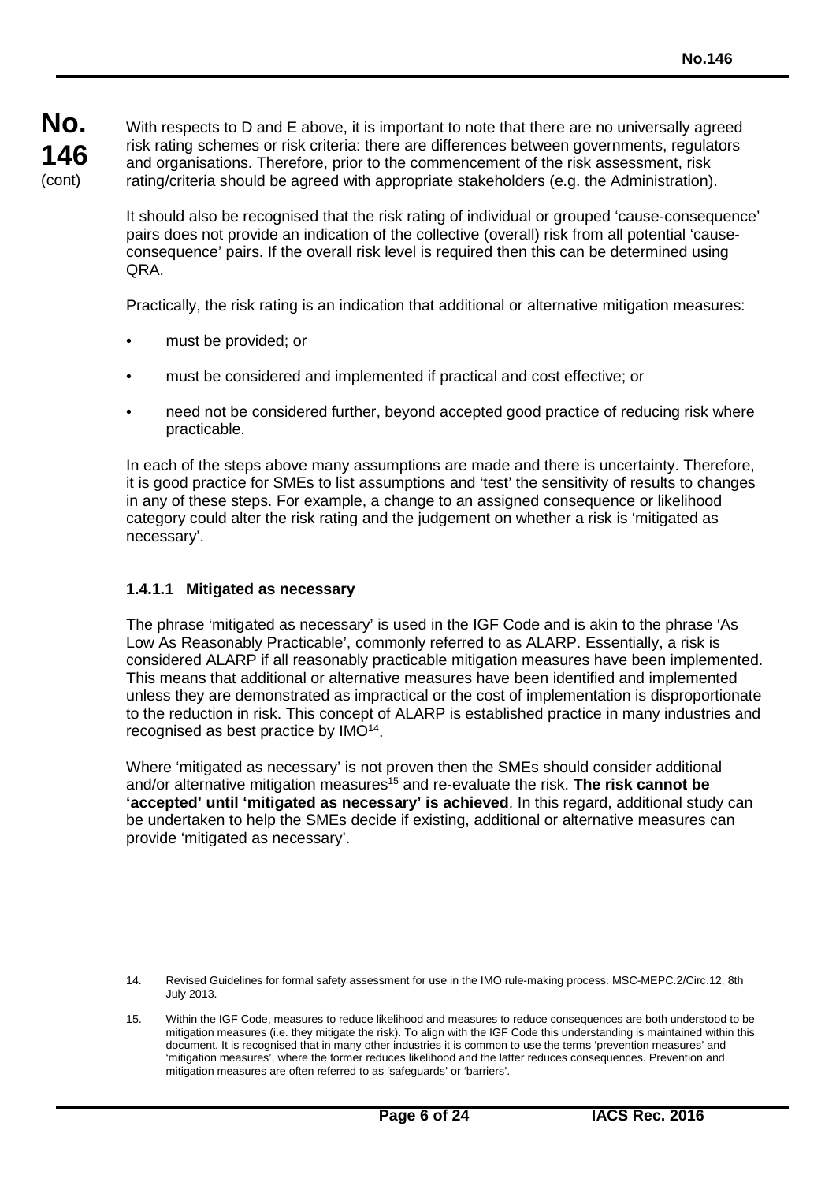With respects to D and E above, it is important to note that there are no universally agreed risk rating schemes or risk criteria: there are differences between governments, regulators and organisations. Therefore, prior to the commencement of the risk assessment, risk rating/criteria should be agreed with appropriate stakeholders (e.g. the Administration).

It should also be recognised that the risk rating of individual or grouped 'cause-consequence' pairs does not provide an indication of the collective (overall) risk from all potential 'cause-consequence' pairs. If the overall risk level is required then this can be determined using QRA.

Practically, the risk rating is an indication that additional or alternative mitigation measures:

- must be provided; or
- must be considered and implemented if practical and cost effective; or
- need not be considered further, beyond accepted good practice of reducing risk where practicable.

In each of the steps above many assumptions are made and there is uncertainty. Therefore, it is good practice for SMEs to list assumptions and 'test' the sensitivity of results to changes in any of these steps. For example, a change to an assigned consequence or likelihood category could alter the risk rating and the judgement on whether a risk is 'mitigated as necessary'.

#### 1.4.1.1 Mitigated as necessary

The phrase 'mitigated as necessary' is used in the IGF Code and is akin to the phrase 'As Low As Reasonably Practicable', commonly referred to as ALARP. Essentially, a risk is considered ALARP if all reasonably practicable mitigation measures have been implemented. This means that additional or alternative measures have been identified and implemented unless they are demonstrated as impractical or the cost of implementation is disproportionate to the reduction in risk. This concept of ALARP is established practice in many industries and recognised as best practice by IMO[14].

Where 'mitigated as necessary' is not proven then the SMEs should consider additional and/or alternative mitigation measures[15] and re-evaluate the risk. **The risk cannot be 'accepted' until 'mitigated as necessary' is achieved**. In this regard, additional study can be undertaken to help the SMEs decide if existing, additional or alternative measures can provide 'mitigated as necessary'.

---

14. Revised Guidelines for formal safety assessment for use in the IMO rule-making process. MSC-MEPC.2/Circ.12, 8th July 2013.

15. Within the IGF Code, measures to reduce likelihood and measures to reduce consequences are both understood to be mitigation measures (i.e. they mitigate the risk). To align with the IGF Code this understanding is maintained within this document. It is recognised that in many other industries it is common to use the terms 'prevention measures' and 'mitigation measures', where the former reduces likelihood and the latter reduces consequences. Prevention and mitigation measures are often referred to as 'safeguards' or 'barriers'.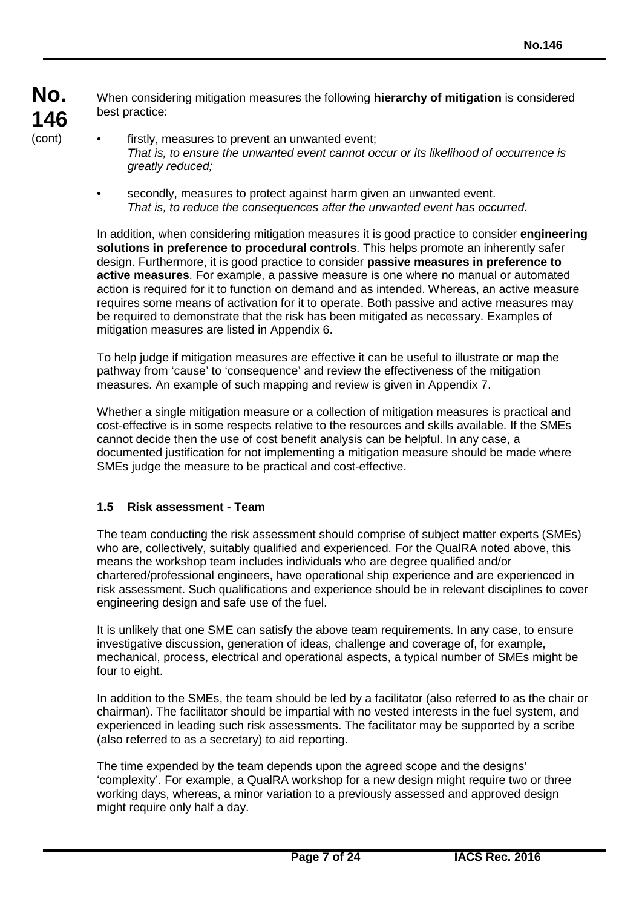When considering mitigation measures the following **hierarchy of mitigation** is considered best practice:

- firstly, measures to prevent an unwanted event;
  *That is, to ensure the unwanted event cannot occur or its likelihood of occurrence is greatly reduced;*

- secondly, measures to protect against harm given an unwanted event.
  *That is, to reduce the consequences after the unwanted event has occurred.*

In addition, when considering mitigation measures it is good practice to consider **engineering solutions in preference to procedural controls**. This helps promote an inherently safer design. Furthermore, it is good practice to consider **passive measures in preference to active measures**. For example, a passive measure is one where no manual or automated action is required for it to function on demand and as intended. Whereas, an active measure requires some means of activation for it to operate. Both passive and active measures may be required to demonstrate that the risk has been mitigated as necessary. Examples of mitigation measures are listed in Appendix 6.

To help judge if mitigation measures are effective it can be useful to illustrate or map the pathway from 'cause' to 'consequence' and review the effectiveness of the mitigation measures. An example of such mapping and review is given in Appendix 7.

Whether a single mitigation measure or a collection of mitigation measures is practical and cost-effective is in some respects relative to the resources and skills available. If the SMEs cannot decide then the use of cost benefit analysis can be helpful. In any case, a documented justification for not implementing a mitigation measure should be made where SMEs judge the measure to be practical and cost-effective.

### 1.5 Risk assessment - Team

The team conducting the risk assessment should comprise of subject matter experts (SMEs) who are, collectively, suitably qualified and experienced. For the QualRA noted above, this means the workshop team includes individuals who are degree qualified and/or chartered/professional engineers, have operational ship experience and are experienced in risk assessment. Such qualifications and experience should be in relevant disciplines to cover engineering design and safe use of the fuel.

It is unlikely that one SME can satisfy the above team requirements. In any case, to ensure investigative discussion, generation of ideas, challenge and coverage of, for example, mechanical, process, electrical and operational aspects, a typical number of SMEs might be four to eight.

In addition to the SMEs, the team should be led by a facilitator (also referred to as the chair or chairman). The facilitator should be impartial with no vested interests in the fuel system, and experienced in leading such risk assessments. The facilitator may be supported by a scribe (also referred to as a secretary) to aid reporting.

The time expended by the team depends upon the agreed scope and the designs' 'complexity'. For example, a QualRA workshop for a new design might require two or three working days, whereas, a minor variation to a previously assessed and approved design might require only half a day.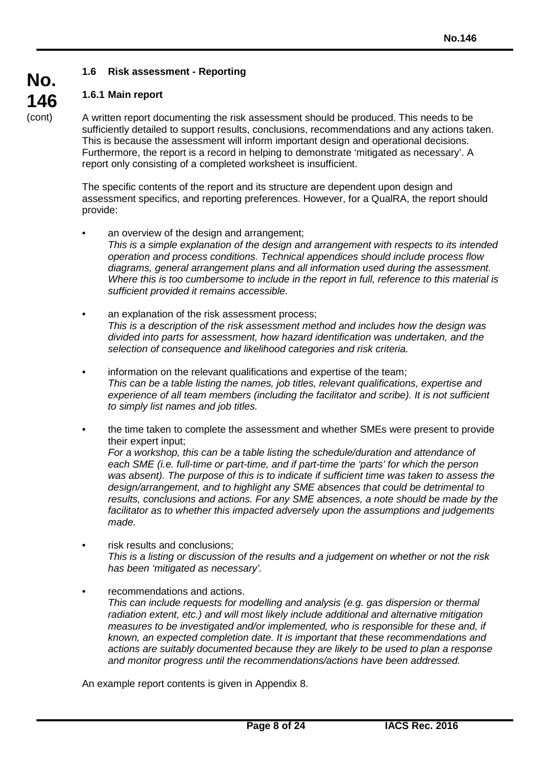### 1.6 Risk assessment - Reporting

#### 1.6.1 Main report

A written report documenting the risk assessment should be produced. This needs to be sufficiently detailed to support results, conclusions, recommendations and any actions taken. This is because the assessment will inform important design and operational decisions. Furthermore, the report is a record in helping to demonstrate 'mitigated as necessary'. A report only consisting of a completed worksheet is insufficient.

The specific contents of the report and its structure are dependent upon design and assessment specifics, and reporting preferences. However, for a QualRA, the report should provide:

- an overview of the design and arrangement;
  *This is a simple explanation of the design and arrangement with respects to its intended operation and process conditions. Technical appendices should include process flow diagrams, general arrangement plans and all information used during the assessment. Where this is too cumbersome to include in the report in full, reference to this material is sufficient provided it remains accessible.*

- an explanation of the risk assessment process;
  *This is a description of the risk assessment method and includes how the design was divided into parts for assessment, how hazard identification was undertaken, and the selection of consequence and likelihood categories and risk criteria.*

- information on the relevant qualifications and expertise of the team;
  *This can be a table listing the names, job titles, relevant qualifications, expertise and experience of all team members (including the facilitator and scribe). It is not sufficient to simply list names and job titles.*

- the time taken to complete the assessment and whether SMEs were present to provide their expert input;
  *For a workshop, this can be a table listing the schedule/duration and attendance of each SME (i.e. full-time or part-time, and if part-time the 'parts' for which the person was absent). The purpose of this is to indicate if sufficient time was taken to assess the design/arrangement, and to highlight any SME absences that could be detrimental to results, conclusions and actions. For any SME absences, a note should be made by the facilitator as to whether this impacted adversely upon the assumptions and judgements made.*

- risk results and conclusions;
  *This is a listing or discussion of the results and a judgement on whether or not the risk has been 'mitigated as necessary'.*

- recommendations and actions.
  *This can include requests for modelling and analysis (e.g. gas dispersion or thermal radiation extent, etc.) and will most likely include additional and alternative mitigation measures to be investigated and/or implemented, who is responsible for these and, if known, an expected completion date. It is important that these recommendations and actions are suitably documented because they are likely to be used to plan a response and monitor progress until the recommendations/actions have been addressed.*

An example report contents is given in Appendix 8.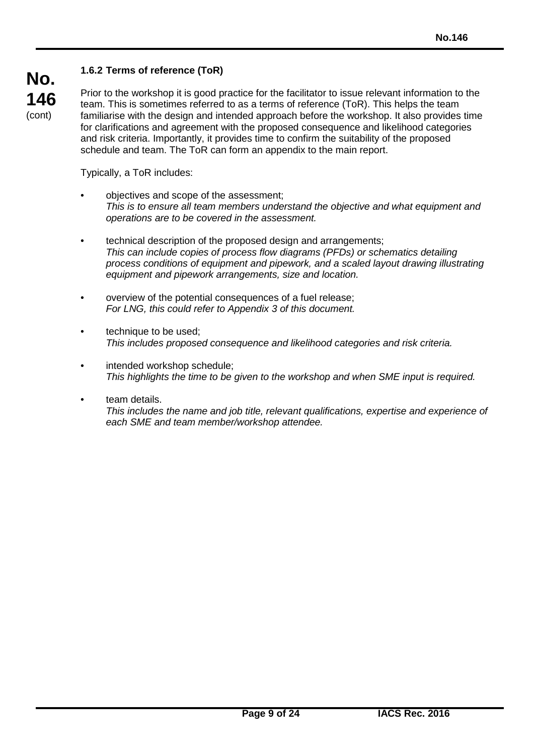### 1.6.2 Terms of reference (ToR)

Prior to the workshop it is good practice for the facilitator to issue relevant information to the team. This is sometimes referred to as a terms of reference (ToR). This helps the team familiarise with the design and intended approach before the workshop. It also provides time for clarifications and agreement with the proposed consequence and likelihood categories and risk criteria. Importantly, it provides time to confirm the suitability of the proposed schedule and team. The ToR can form an appendix to the main report.

Typically, a ToR includes:

- objectives and scope of the assessment;
  *This is to ensure all team members understand the objective and what equipment and operations are to be covered in the assessment.*

- technical description of the proposed design and arrangements;
  *This can include copies of process flow diagrams (PFDs) or schematics detailing process conditions of equipment and pipework, and a scaled layout drawing illustrating equipment and pipework arrangements, size and location.*

- overview of the potential consequences of a fuel release;
  *For LNG, this could refer to Appendix 3 of this document.*

- technique to be used;
  *This includes proposed consequence and likelihood categories and risk criteria.*

- intended workshop schedule;
  *This highlights the time to be given to the workshop and when SME input is required.*

- team details.
  *This includes the name and job title, relevant qualifications, expertise and experience of each SME and team member/workshop attendee.*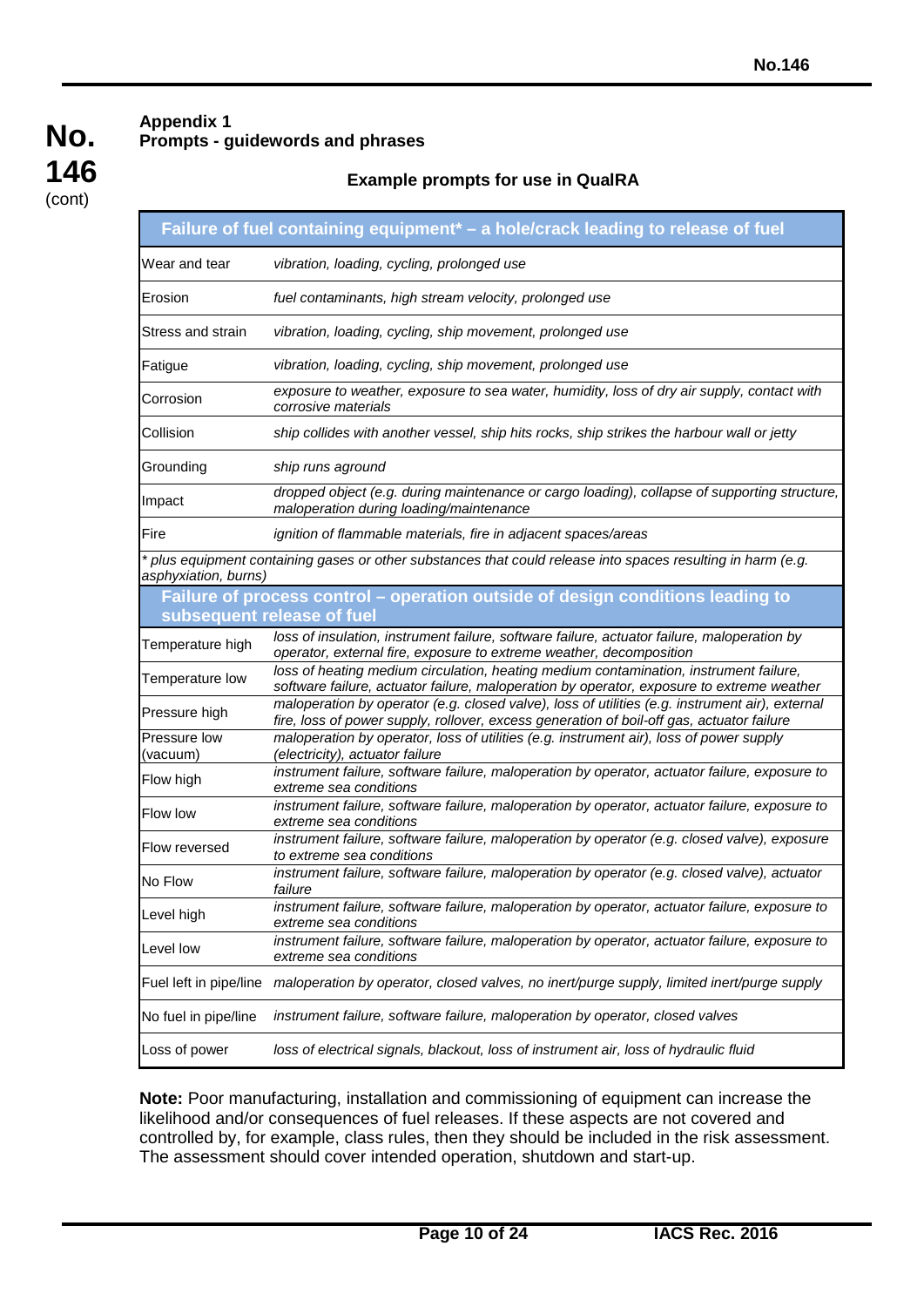**No. 146 (cont)**

### Appendix 1
### Prompts - guidewords and phrases

**Example prompts for use in QualRA**

| Failure of fuel containing equipment* – a hole/crack leading to release of fuel | |
|---|---|
| Wear and tear | *vibration, loading, cycling, prolonged use* |
| Erosion | *fuel contaminants, high stream velocity, prolonged use* |
| Stress and strain | *vibration, loading, cycling, ship movement, prolonged use* |
| Fatigue | *vibration, loading, cycling, ship movement, prolonged use* |
| Corrosion | *exposure to weather, exposure to sea water, humidity, loss of dry air supply, contact with corrosive materials* |
| Collision | *ship collides with another vessel, ship hits rocks, ship strikes the harbour wall or jetty* |
| Grounding | *ship runs aground* |
| Impact | *dropped object (e.g. during maintenance or cargo loading), collapse of supporting structure, maloperation during loading/maintenance* |
| Fire | *ignition of flammable materials, fire in adjacent spaces/areas* |
| *\* plus equipment containing gases or other substances that could release into spaces resulting in harm (e.g. asphyxiation, burns)* | |
| **Failure of process control – operation outside of design conditions leading to subsequent release of fuel** | |
| Temperature high | *loss of insulation, instrument failure, software failure, actuator failure, maloperation by operator, external fire, exposure to extreme weather, decomposition* |
| Temperature low | *loss of heating medium circulation, heating medium contamination, instrument failure, software failure, actuator failure, maloperation by operator, exposure to extreme weather* |
| Pressure high | *maloperation by operator (e.g. closed valve), loss of utilities (e.g. instrument air), external fire, loss of power supply, rollover, excess generation of boil-off gas, actuator failure* |
| Pressure low (vacuum) | *maloperation by operator, loss of utilities (e.g. instrument air), loss of power supply (electricity), actuator failure* |
| Flow high | *instrument failure, software failure, maloperation by operator, actuator failure, exposure to extreme sea conditions* |
| Flow low | *instrument failure, software failure, maloperation by operator, actuator failure, exposure to extreme sea conditions* |
| Flow reversed | *instrument failure, software failure, maloperation by operator (e.g. closed valve), exposure to extreme sea conditions* |
| No Flow | *instrument failure, software failure, maloperation by operator (e.g. closed valve), actuator failure* |
| Level high | *instrument failure, software failure, maloperation by operator, actuator failure, exposure to extreme sea conditions* |
| Level low | *instrument failure, software failure, maloperation by operator, actuator failure, exposure to extreme sea conditions* |
| Fuel left in pipe/line | *maloperation by operator, closed valves, no inert/purge supply, limited inert/purge supply* |
| No fuel in pipe/line | *instrument failure, software failure, maloperation by operator, closed valves* |
| Loss of power | *loss of electrical signals, blackout, loss of instrument air, loss of hydraulic fluid* |

**Note:** Poor manufacturing, installation and commissioning of equipment can increase the likelihood and/or consequences of fuel releases. If these aspects are not covered and controlled by, for example, class rules, then they should be included in the risk assessment. The assessment should cover intended operation, shutdown and start-up.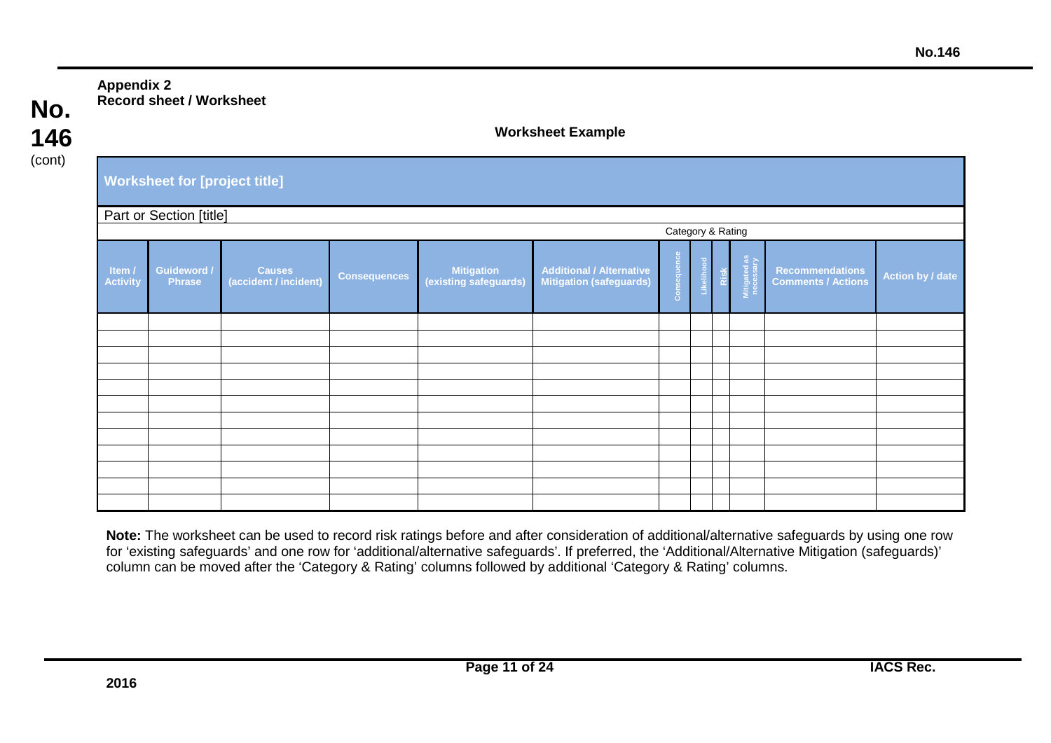**No. 146** (cont)

**Appendix 2**
**Record sheet / Worksheet**

**Worksheet Example**

| **Worksheet for [project title]** | | | | | | | | | | | |
|---|---|---|---|---|---|---|---|---|---|---|---|
| Part or Section [title] | | | | | | | | | | | |
| | | | | | | Category & Rating | | | | | |
| **Item / Activity** | **Guideword / Phrase** | **Causes (accident / incident)** | **Consequences** | **Mitigation (existing safeguards)** | **Additional / Alternative Mitigation (safeguards)** | **Consequence** | **Likelihood** | **Risk** | **Mitigated as necessary** | **Recommendations Comments / Actions** | **Action by / date** |
| | | | | | | | | | | | |
| | | | | | | | | | | | |
| | | | | | | | | | | | |
| | | | | | | | | | | | |
| | | | | | | | | | | | |
| | | | | | | | | | | | |
| | | | | | | | | | | | |
| | | | | | | | | | | | |
| | | | | | | | | | | | |
| | | | | | | | | | | | |
| | | | | | | | | | | | |
| | | | | | | | | | | | |

**Note:** The worksheet can be used to record risk ratings before and after consideration of additional/alternative safeguards by using one row for 'existing safeguards' and one row for 'additional/alternative safeguards'. If preferred, the 'Additional/Alternative Mitigation (safeguards)' column can be moved after the 'Category & Rating' columns followed by additional 'Category & Rating' columns.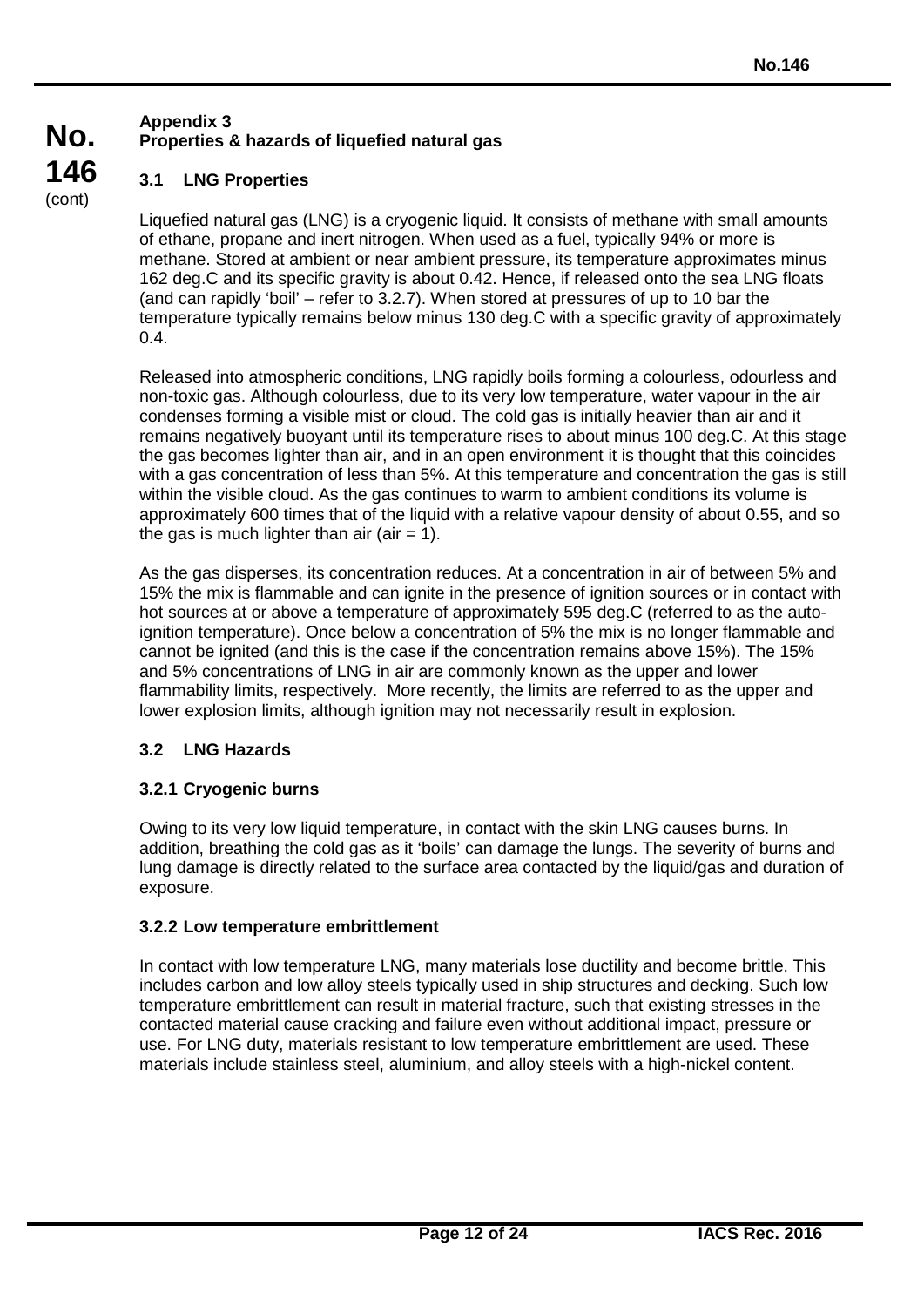## Appendix 3
## Properties & hazards of liquefied natural gas

### 3.1 LNG Properties

Liquefied natural gas (LNG) is a cryogenic liquid. It consists of methane with small amounts of ethane, propane and inert nitrogen. When used as a fuel, typically 94% or more is methane. Stored at ambient or near ambient pressure, its temperature approximates minus 162 deg.C and its specific gravity is about 0.42. Hence, if released onto the sea LNG floats (and can rapidly 'boil' – refer to 3.2.7). When stored at pressures of up to 10 bar the temperature typically remains below minus 130 deg.C with a specific gravity of approximately 0.4.

Released into atmospheric conditions, LNG rapidly boils forming a colourless, odourless and non-toxic gas. Although colourless, due to its very low temperature, water vapour in the air condenses forming a visible mist or cloud. The cold gas is initially heavier than air and it remains negatively buoyant until its temperature rises to about minus 100 deg.C. At this stage the gas becomes lighter than air, and in an open environment it is thought that this coincides with a gas concentration of less than 5%. At this temperature and concentration the gas is still within the visible cloud. As the gas continues to warm to ambient conditions its volume is approximately 600 times that of the liquid with a relative vapour density of about 0.55, and so the gas is much lighter than air (air = 1).

As the gas disperses, its concentration reduces. At a concentration in air of between 5% and 15% the mix is flammable and can ignite in the presence of ignition sources or in contact with hot sources at or above a temperature of approximately 595 deg.C (referred to as the auto-ignition temperature). Once below a concentration of 5% the mix is no longer flammable and cannot be ignited (and this is the case if the concentration remains above 15%). The 15% and 5% concentrations of LNG in air are commonly known as the upper and lower flammability limits, respectively. More recently, the limits are referred to as the upper and lower explosion limits, although ignition may not necessarily result in explosion.

### 3.2 LNG Hazards

#### 3.2.1 Cryogenic burns

Owing to its very low liquid temperature, in contact with the skin LNG causes burns. In addition, breathing the cold gas as it 'boils' can damage the lungs. The severity of burns and lung damage is directly related to the surface area contacted by the liquid/gas and duration of exposure.

#### 3.2.2 Low temperature embrittlement

In contact with low temperature LNG, many materials lose ductility and become brittle. This includes carbon and low alloy steels typically used in ship structures and decking. Such low temperature embrittlement can result in material fracture, such that existing stresses in the contacted material cause cracking and failure even without additional impact, pressure or use. For LNG duty, materials resistant to low temperature embrittlement are used. These materials include stainless steel, aluminium, and alloy steels with a high-nickel content.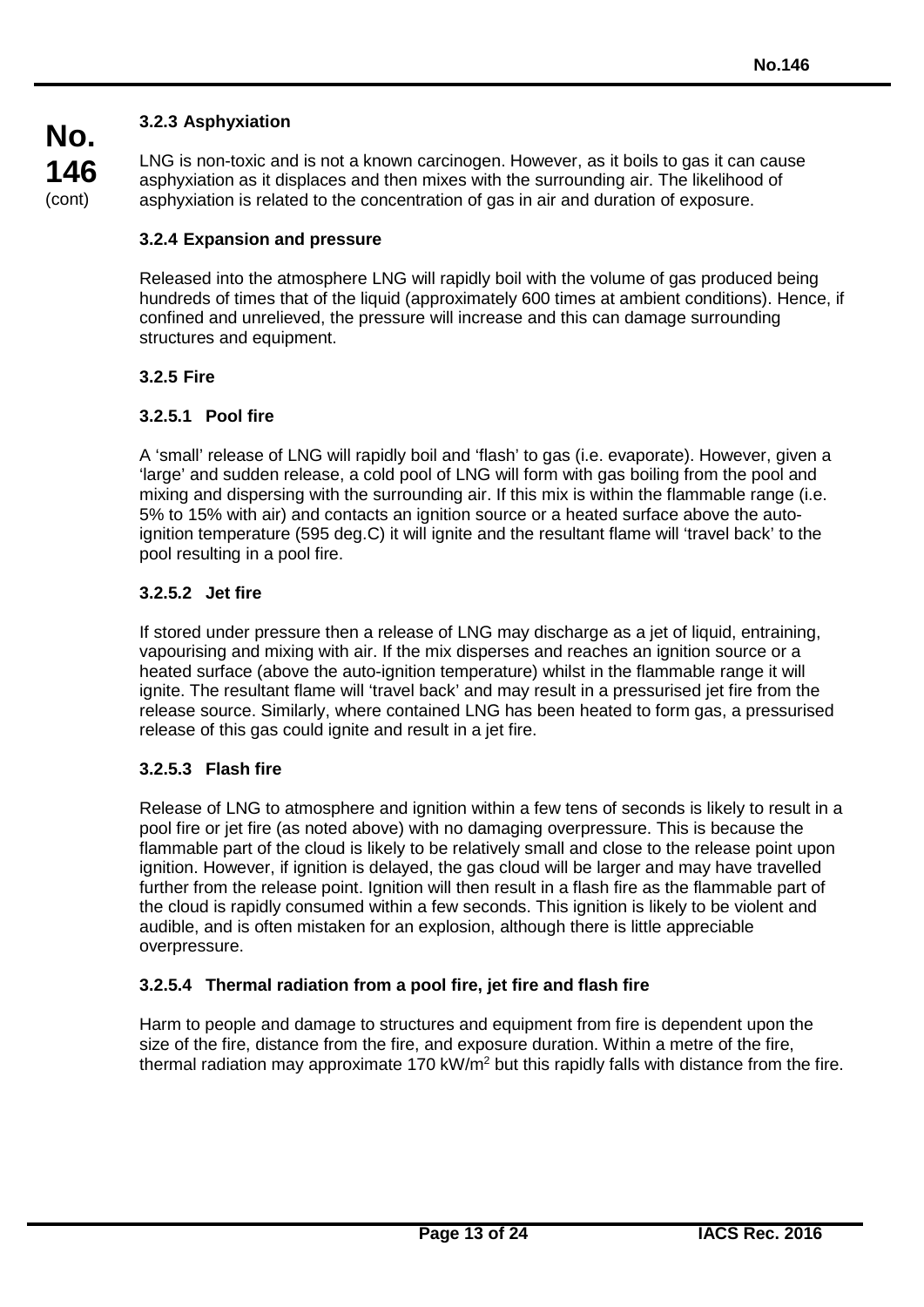### 3.2.3 Asphyxiation

LNG is non-toxic and is not a known carcinogen. However, as it boils to gas it can cause asphyxiation as it displaces and then mixes with the surrounding air. The likelihood of asphyxiation is related to the concentration of gas in air and duration of exposure.

### 3.2.4 Expansion and pressure

Released into the atmosphere LNG will rapidly boil with the volume of gas produced being hundreds of times that of the liquid (approximately 600 times at ambient conditions). Hence, if confined and unrelieved, the pressure will increase and this can damage surrounding structures and equipment.

### 3.2.5 Fire

#### 3.2.5.1 Pool fire

A 'small' release of LNG will rapidly boil and 'flash' to gas (i.e. evaporate). However, given a 'large' and sudden release, a cold pool of LNG will form with gas boiling from the pool and mixing and dispersing with the surrounding air. If this mix is within the flammable range (i.e. 5% to 15% with air) and contacts an ignition source or a heated surface above the auto-ignition temperature (595 deg.C) it will ignite and the resultant flame will 'travel back' to the pool resulting in a pool fire.

#### 3.2.5.2 Jet fire

If stored under pressure then a release of LNG may discharge as a jet of liquid, entraining, vapourising and mixing with air. If the mix disperses and reaches an ignition source or a heated surface (above the auto-ignition temperature) whilst in the flammable range it will ignite. The resultant flame will 'travel back' and may result in a pressurised jet fire from the release source. Similarly, where contained LNG has been heated to form gas, a pressurised release of this gas could ignite and result in a jet fire.

#### 3.2.5.3 Flash fire

Release of LNG to atmosphere and ignition within a few tens of seconds is likely to result in a pool fire or jet fire (as noted above) with no damaging overpressure. This is because the flammable part of the cloud is likely to be relatively small and close to the release point upon ignition. However, if ignition is delayed, the gas cloud will be larger and may have travelled further from the release point. Ignition will then result in a flash fire as the flammable part of the cloud is rapidly consumed within a few seconds. This ignition is likely to be violent and audible, and is often mistaken for an explosion, although there is little appreciable overpressure.

#### 3.2.5.4 Thermal radiation from a pool fire, jet fire and flash fire

Harm to people and damage to structures and equipment from fire is dependent upon the size of the fire, distance from the fire, and exposure duration. Within a metre of the fire, thermal radiation may approximate 170 kW/m$^2$ but this rapidly falls with distance from the fire.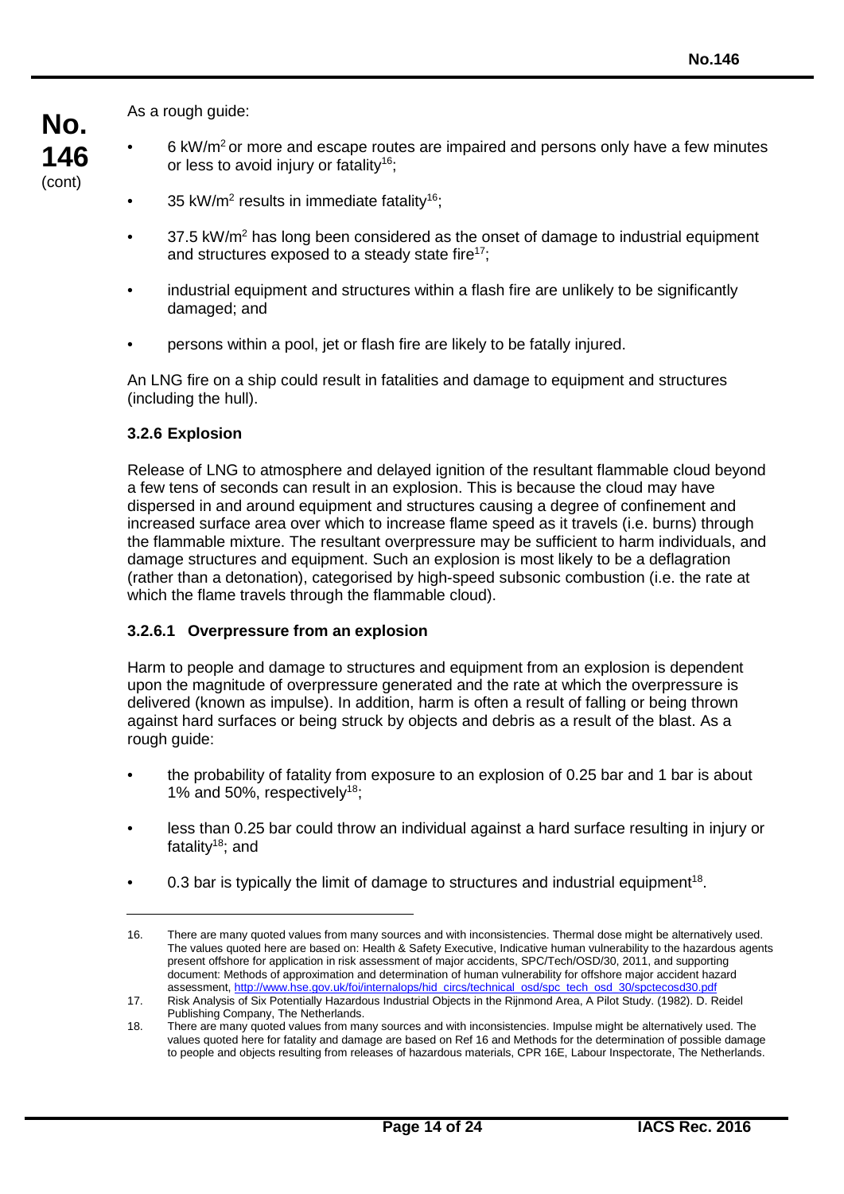As a rough guide:

- 6 $kW/m^2$ or more and escape routes are impaired and persons only have a few minutes or less to avoid injury or fatality[16];
- 35 $kW/m^2$ results in immediate fatality[16];
- 37.5 $kW/m^2$ has long been considered as the onset of damage to industrial equipment and structures exposed to a steady state fire[17];
- industrial equipment and structures within a flash fire are unlikely to be significantly damaged; and
- persons within a pool, jet or flash fire are likely to be fatally injured.

An LNG fire on a ship could result in fatalities and damage to equipment and structures (including the hull).

### 3.2.6 Explosion

Release of LNG to atmosphere and delayed ignition of the resultant flammable cloud beyond a few tens of seconds can result in an explosion. This is because the cloud may have dispersed in and around equipment and structures causing a degree of confinement and increased surface area over which to increase flame speed as it travels (i.e. burns) through the flammable mixture. The resultant overpressure may be sufficient to harm individuals, and damage structures and equipment. Such an explosion is most likely to be a deflagration (rather than a detonation), categorised by high-speed subsonic combustion (i.e. the rate at which the flame travels through the flammable cloud).

#### 3.2.6.1 Overpressure from an explosion

Harm to people and damage to structures and equipment from an explosion is dependent upon the magnitude of overpressure generated and the rate at which the overpressure is delivered (known as impulse). In addition, harm is often a result of falling or being thrown against hard surfaces or being struck by objects and debris as a result of the blast. As a rough guide:

- the probability of fatality from exposure to an explosion of 0.25 bar and 1 bar is about 1% and 50%, respectively[18];
- less than 0.25 bar could throw an individual against a hard surface resulting in injury or fatality[18]; and
- 0.3 bar is typically the limit of damage to structures and industrial equipment[18].

---

16. There are many quoted values from many sources and with inconsistencies. Thermal dose might be alternatively used. The values quoted here are based on: Health & Safety Executive, Indicative human vulnerability to the hazardous agents present offshore for application in risk assessment of major accidents, SPC/Tech/OSD/30, 2011, and supporting document: Methods of approximation and determination of human vulnerability for offshore major accident hazard assessment, http://www.hse.gov.uk/foi/internalops/hid_circs/technical_osd/spc_tech_osd_30/spctecosd30.pdf
17. Risk Analysis of Six Potentially Hazardous Industrial Objects in the Rijnmond Area, A Pilot Study. (1982). D. Reidel Publishing Company, The Netherlands.
18. There are many quoted values from many sources and with inconsistencies. Impulse might be alternatively used. The values quoted here for fatality and damage are based on Ref 16 and Methods for the determination of possible damage to people and objects resulting from releases of hazardous materials, CPR 16E, Labour Inspectorate, The Netherlands.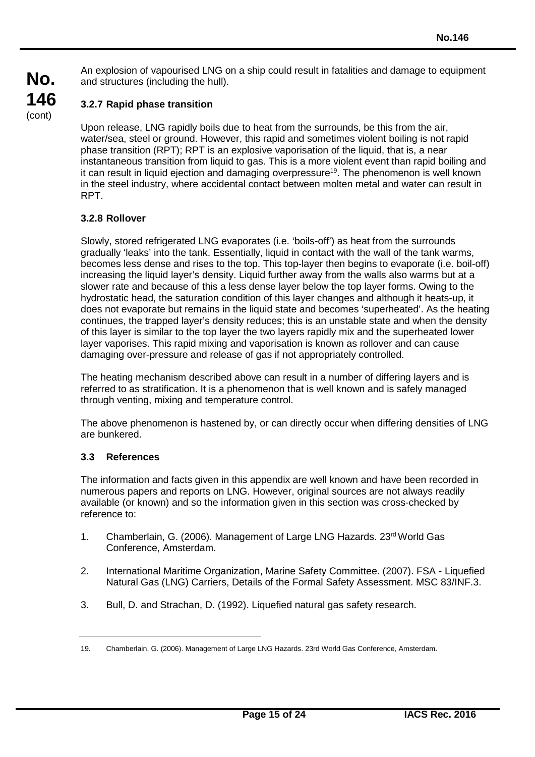An explosion of vapourised LNG on a ship could result in fatalities and damage to equipment and structures (including the hull).

### 3.2.7 Rapid phase transition

Upon release, LNG rapidly boils due to heat from the surrounds, be this from the air, water/sea, steel or ground. However, this rapid and sometimes violent boiling is not rapid phase transition (RPT); RPT is an explosive vaporisation of the liquid, that is, a near instantaneous transition from liquid to gas. This is a more violent event than rapid boiling and it can result in liquid ejection and damaging overpressure[19]. The phenomenon is well known in the steel industry, where accidental contact between molten metal and water can result in RPT.

### 3.2.8 Rollover

Slowly, stored refrigerated LNG evaporates (i.e. 'boils-off') as heat from the surrounds gradually 'leaks' into the tank. Essentially, liquid in contact with the wall of the tank warms, becomes less dense and rises to the top. This top-layer then begins to evaporate (i.e. boil-off) increasing the liquid layer's density. Liquid further away from the walls also warms but at a slower rate and because of this a less dense layer below the top layer forms. Owing to the hydrostatic head, the saturation condition of this layer changes and although it heats-up, it does not evaporate but remains in the liquid state and becomes 'superheated'. As the heating continues, the trapped layer's density reduces; this is an unstable state and when the density of this layer is similar to the top layer the two layers rapidly mix and the superheated lower layer vaporises. This rapid mixing and vaporisation is known as rollover and can cause damaging over-pressure and release of gas if not appropriately controlled.

The heating mechanism described above can result in a number of differing layers and is referred to as stratification. It is a phenomenon that is well known and is safely managed through venting, mixing and temperature control.

The above phenomenon is hastened by, or can directly occur when differing densities of LNG are bunkered.

## 3.3 References

The information and facts given in this appendix are well known and have been recorded in numerous papers and reports on LNG. However, original sources are not always readily available (or known) and so the information given in this section was cross-checked by reference to:

1. Chamberlain, G. (2006). Management of Large LNG Hazards. 23rd World Gas Conference, Amsterdam.
2. International Maritime Organization, Marine Safety Committee. (2007). FSA - Liquefied Natural Gas (LNG) Carriers, Details of the Formal Safety Assessment. MSC 83/INF.3.
3. Bull, D. and Strachan, D. (1992). Liquefied natural gas safety research.

---

19. Chamberlain, G. (2006). Management of Large LNG Hazards. 23rd World Gas Conference, Amsterdam.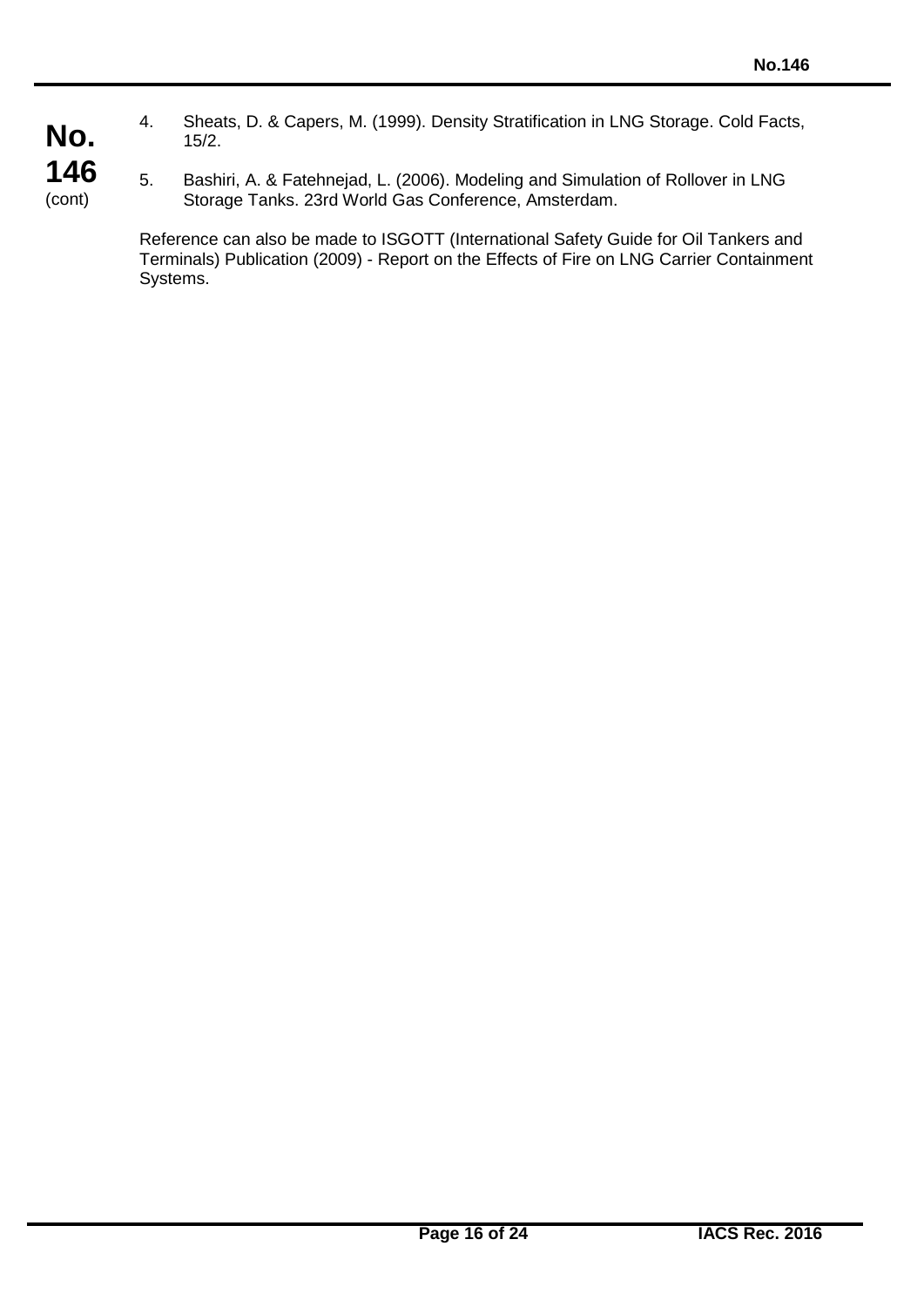4. Sheats, D. & Capers, M. (1999). Density Stratification in LNG Storage. Cold Facts, 15/2.

5. Bashiri, A. & Fatehnejad, L. (2006). Modeling and Simulation of Rollover in LNG Storage Tanks. 23rd World Gas Conference, Amsterdam.

Reference can also be made to ISGOTT (International Safety Guide for Oil Tankers and Terminals) Publication (2009) - Report on the Effects of Fire on LNG Carrier Containment Systems.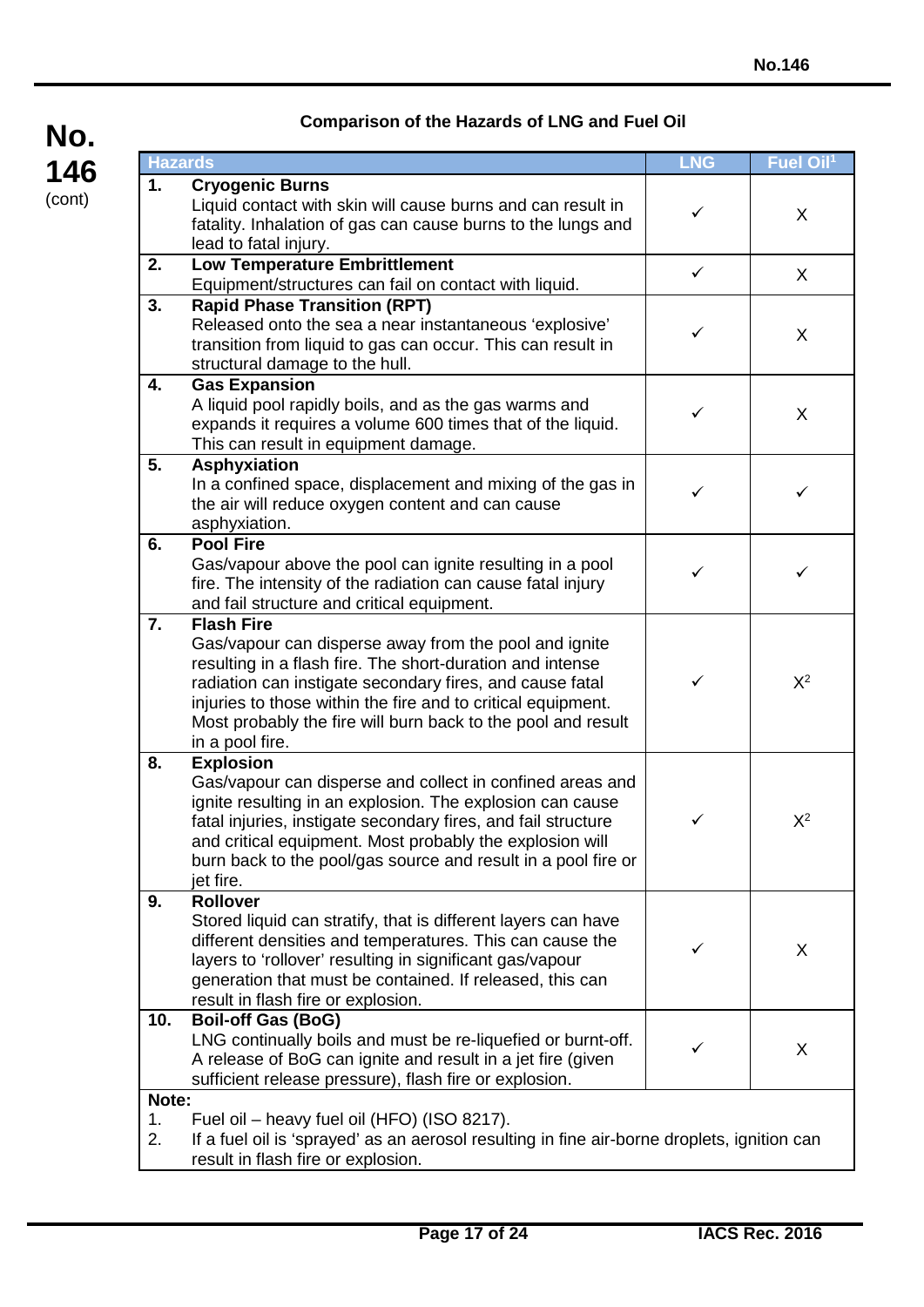**Comparison of the Hazards of LNG and Fuel Oil**

| Hazards | LNG | Fuel Oil[1] |
|---|---|---|
| **1. Cryogenic Burns** Liquid contact with skin will cause burns and can result in fatality. Inhalation of gas can cause burns to the lungs and lead to fatal injury. | ✓ | X |
| **2. Low Temperature Embrittlement** Equipment/structures can fail on contact with liquid. | ✓ | X |
| **3. Rapid Phase Transition (RPT)** Released onto the sea a near instantaneous 'explosive' transition from liquid to gas can occur. This can result in structural damage to the hull. | ✓ | X |
| **4. Gas Expansion** A liquid pool rapidly boils, and as the gas warms and expands it requires a volume 600 times that of the liquid. This can result in equipment damage. | ✓ | X |
| **5. Asphyxiation** In a confined space, displacement and mixing of the gas in the air will reduce oxygen content and can cause asphyxiation. | ✓ | ✓ |
| **6. Pool Fire** Gas/vapour above the pool can ignite resulting in a pool fire. The intensity of the radiation can cause fatal injury and fail structure and critical equipment. | ✓ | ✓ |
| **7. Flash Fire** Gas/vapour can disperse away from the pool and ignite resulting in a flash fire. The short-duration and intense radiation can instigate secondary fires, and cause fatal injuries to those within the fire and to critical equipment. Most probably the fire will burn back to the pool and result in a pool fire. | ✓ | X[2] |
| **8. Explosion** Gas/vapour can disperse and collect in confined areas and ignite resulting in an explosion. The explosion can cause fatal injuries, instigate secondary fires, and fail structure and critical equipment. Most probably the explosion will burn back to the pool/gas source and result in a pool fire or jet fire. | ✓ | X[2] |
| **9. Rollover** Stored liquid can stratify, that is different layers can have different densities and temperatures. This can cause the layers to 'rollover' resulting in significant gas/vapour generation that must be contained. If released, this can result in flash fire or explosion. | ✓ | X |
| **10. Boil-off Gas (BoG)** LNG continually boils and must be re-liquefied or burnt-off. A release of BoG can ignite and result in a jet fire (given sufficient release pressure), flash fire or explosion. | ✓ | X |

**Note:**

1. Fuel oil – heavy fuel oil (HFO) (ISO 8217).
2. If a fuel oil is 'sprayed' as an aerosol resulting in fine air-borne droplets, ignition can result in flash fire or explosion.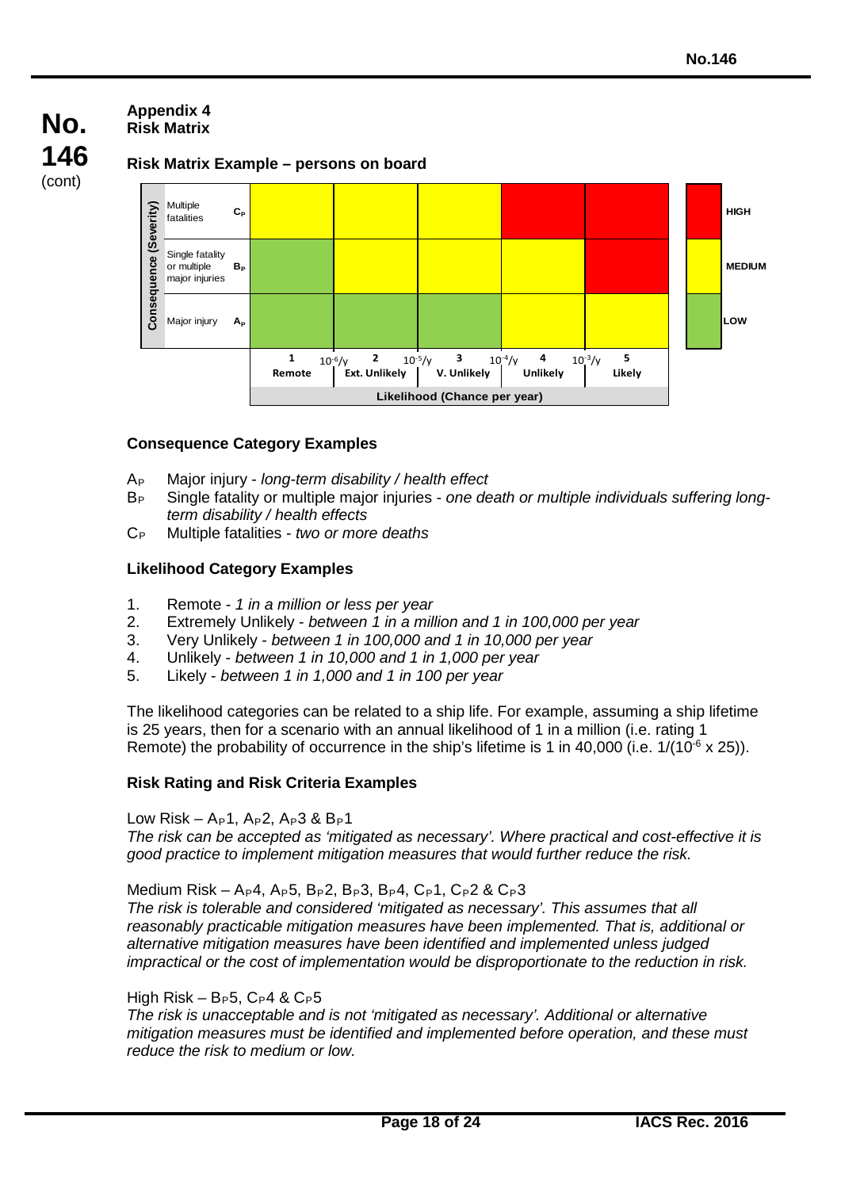**No. 146** (cont)

### Appendix 4
### Risk Matrix

#### Risk Matrix Example – persons on board

| Consequence (Severity) | | 1 Remote | 2 Ext. Unlikely | 3 V. Unlikely | 4 Unlikely | 5 Likely |
|---|---|---|---|---|---|---|
| Multiple fatalities | $C_P$ | MEDIUM | MEDIUM | MEDIUM | HIGH | HIGH |
| Single fatality or multiple major injuries | $B_P$ | LOW | MEDIUM | MEDIUM | MEDIUM | HIGH |
| Major injury | $A_P$ | LOW | LOW | LOW | MEDIUM | MEDIUM |

Likelihood (Chance per year) category boundaries: $10^{-6}/y$ (1–2), $10^{-5}/y$ (2–3), $10^{-4}/y$ (3–4), $10^{-3}/y$ (4–5)

Legend: HIGH (red), MEDIUM (yellow), LOW (green)

#### Consequence Category Examples

- $A_P$ Major injury - *long-term disability / health effect*
- $B_P$ Single fatality or multiple major injuries - *one death or multiple individuals suffering long-term disability / health effects*
- $C_P$ Multiple fatalities - *two or more deaths*

#### Likelihood Category Examples

1. Remote - *1 in a million or less per year*
2. Extremely Unlikely - *between 1 in a million and 1 in 100,000 per year*
3. Very Unlikely - *between 1 in 100,000 and 1 in 10,000 per year*
4. Unlikely - *between 1 in 10,000 and 1 in 1,000 per year*
5. Likely - *between 1 in 1,000 and 1 in 100 per year*

The likelihood categories can be related to a ship life. For example, assuming a ship lifetime is 25 years, then for a scenario with an annual likelihood of 1 in a million (i.e. rating 1 Remote) the probability of occurrence in the ship's lifetime is 1 in 40,000 (i.e. $1/(10^{-6} \times 25)$).

#### Risk Rating and Risk Criteria Examples

Low Risk – $A_P1$, $A_P2$, $A_P3$ & $B_P1$
*The risk can be accepted as 'mitigated as necessary'. Where practical and cost-effective it is good practice to implement mitigation measures that would further reduce the risk.*

Medium Risk – $A_P4$, $A_P5$, $B_P2$, $B_P3$, $B_P4$, $C_P1$, $C_P2$ & $C_P3$
*The risk is tolerable and considered 'mitigated as necessary'. This assumes that all reasonably practicable mitigation measures have been implemented. That is, additional or alternative mitigation measures have been identified and implemented unless judged impractical or the cost of implementation would be disproportionate to the reduction in risk.*

High Risk – $B_P5$, $C_P4$ & $C_P5$
*The risk is unacceptable and is not 'mitigated as necessary'. Additional or alternative mitigation measures must be identified and implemented before operation, and these must reduce the risk to medium or low.*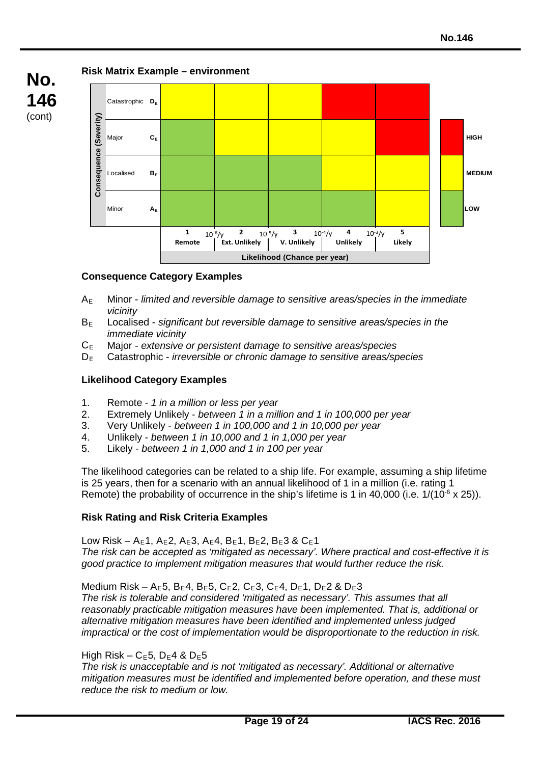### Risk Matrix Example – environment

| Consequence (Severity) | | 1 Remote | 2 Ext. Unlikely | 3 V. Unlikely | 4 Unlikely | 5 Likely |
|---|---|---|---|---|---|---|
| Catastrophic | $D_E$ | MEDIUM | MEDIUM | MEDIUM | HIGH | HIGH |
| Major | $C_E$ | LOW | MEDIUM | MEDIUM | MEDIUM | HIGH |
| Localised | $B_E$ | LOW | LOW | LOW | MEDIUM | MEDIUM |
| Minor | $A_E$ | LOW | LOW | LOW | LOW | MEDIUM |

Likelihood (Chance per year): category boundaries at $10^{-6}$/y, $10^{-5}$/y, $10^{-4}$/y, $10^{-3}$/y

Key: HIGH / MEDIUM / LOW

### Consequence Category Examples

- $A_E$ Minor - *limited and reversible damage to sensitive areas/species in the immediate vicinity*
- $B_E$ Localised - *significant but reversible damage to sensitive areas/species in the immediate vicinity*
- $C_E$ Major - *extensive or persistent damage to sensitive areas/species*
- $D_E$ Catastrophic - *irreversible or chronic damage to sensitive areas/species*

### Likelihood Category Examples

1. Remote - *1 in a million or less per year*
2. Extremely Unlikely - *between 1 in a million and 1 in 100,000 per year*
3. Very Unlikely - *between 1 in 100,000 and 1 in 10,000 per year*
4. Unlikely - *between 1 in 10,000 and 1 in 1,000 per year*
5. Likely - *between 1 in 1,000 and 1 in 100 per year*

The likelihood categories can be related to a ship life. For example, assuming a ship lifetime is 25 years, then for a scenario with an annual likelihood of 1 in a million (i.e. rating 1 Remote) the probability of occurrence in the ship's lifetime is 1 in 40,000 (i.e. $1/(10^{-6} \times 25)$).

### Risk Rating and Risk Criteria Examples

Low Risk – $A_E1$, $A_E2$, $A_E3$, $A_E4$, $B_E1$, $B_E2$, $B_E3$ & $C_E1$
*The risk can be accepted as 'mitigated as necessary'. Where practical and cost-effective it is good practice to implement mitigation measures that would further reduce the risk.*

Medium Risk – $A_E5$, $B_E4$, $B_E5$, $C_E2$, $C_E3$, $C_E4$, $D_E1$, $D_E2$ & $D_E3$
*The risk is tolerable and considered 'mitigated as necessary'. This assumes that all reasonably practicable mitigation measures have been implemented. That is, additional or alternative mitigation measures have been identified and implemented unless judged impractical or the cost of implementation would be disproportionate to the reduction in risk.*

High Risk – $C_E5$, $D_E4$ & $D_E5$
*The risk is unacceptable and is not 'mitigated as necessary'. Additional or alternative mitigation measures must be identified and implemented before operation, and these must reduce the risk to medium or low.*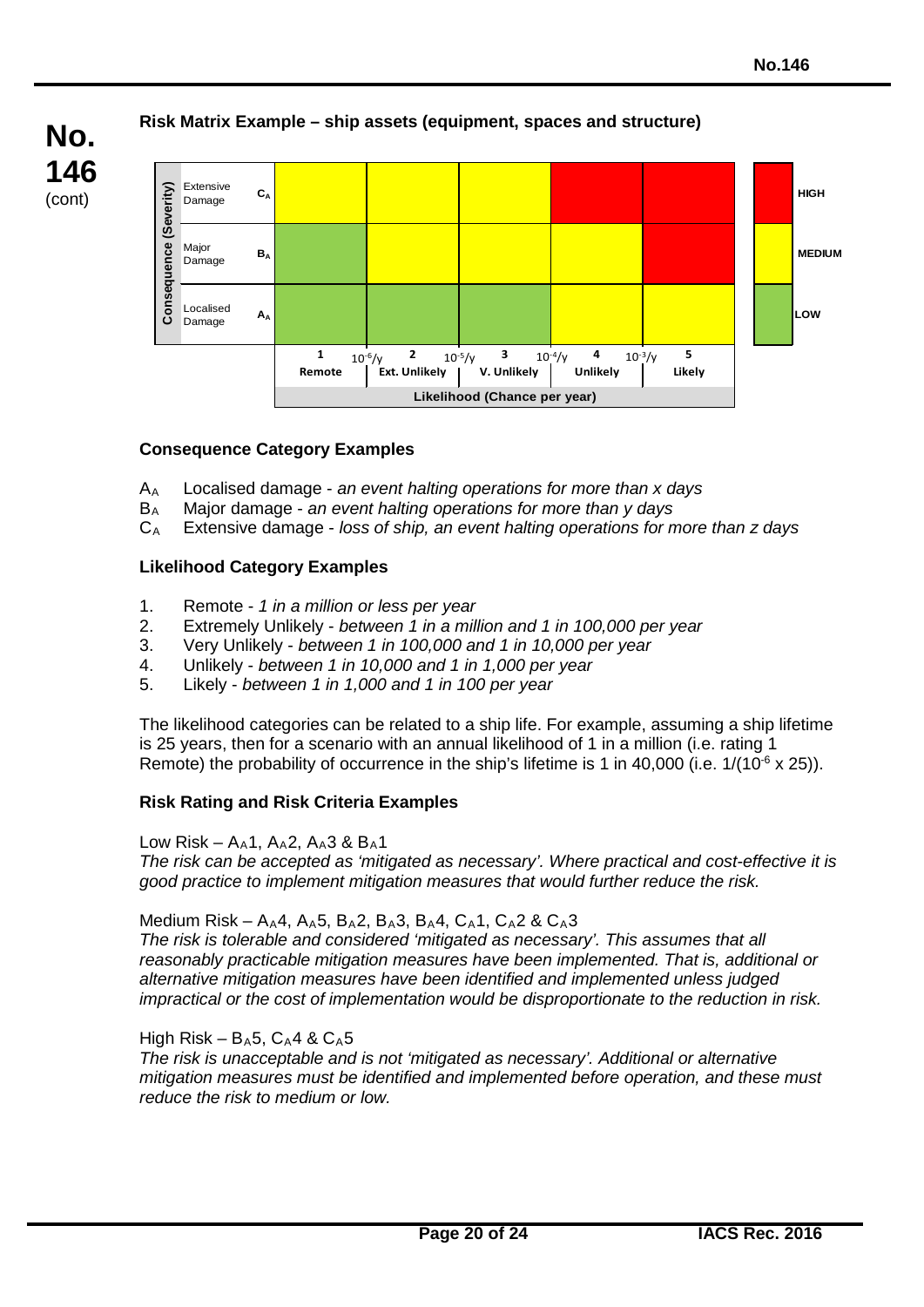### Risk Matrix Example – ship assets (equipment, spaces and structure)

| Consequence (Severity) | | 1 Remote | 2 Ext. Unlikely | 3 V. Unlikely | 4 Unlikely | 5 Likely |
|---|---|---|---|---|---|---|
| Extensive Damage | $C_A$ | MEDIUM | MEDIUM | MEDIUM | HIGH | HIGH |
| Major Damage | $B_A$ | LOW | MEDIUM | MEDIUM | MEDIUM | HIGH |
| Localised Damage | $A_A$ | LOW | LOW | LOW | MEDIUM | MEDIUM |

Likelihood (Chance per year): category boundaries at $10^{-6}$/y, $10^{-5}$/y, $10^{-4}$/y, $10^{-3}$/y

Key: HIGH (red), MEDIUM (yellow), LOW (green)

#### Consequence Category Examples

- $A_A$ Localised damage - *an event halting operations for more than x days*
- $B_A$ Major damage - *an event halting operations for more than y days*
- $C_A$ Extensive damage - *loss of ship, an event halting operations for more than z days*

#### Likelihood Category Examples

1. Remote - *1 in a million or less per year*
2. Extremely Unlikely - *between 1 in a million and 1 in 100,000 per year*
3. Very Unlikely - *between 1 in 100,000 and 1 in 10,000 per year*
4. Unlikely - *between 1 in 10,000 and 1 in 1,000 per year*
5. Likely - *between 1 in 1,000 and 1 in 100 per year*

The likelihood categories can be related to a ship life. For example, assuming a ship lifetime is 25 years, then for a scenario with an annual likelihood of 1 in a million (i.e. rating 1 Remote) the probability of occurrence in the ship's lifetime is 1 in 40,000 (i.e. $1/(10^{-6} \times 25)$).

#### Risk Rating and Risk Criteria Examples

Low Risk – $A_A1$, $A_A2$, $A_A3$ & $B_A1$

*The risk can be accepted as 'mitigated as necessary'. Where practical and cost-effective it is good practice to implement mitigation measures that would further reduce the risk.*

Medium Risk – $A_A4$, $A_A5$, $B_A2$, $B_A3$, $B_A4$, $C_A1$, $C_A2$ & $C_A3$

*The risk is tolerable and considered 'mitigated as necessary'. This assumes that all reasonably practicable mitigation measures have been implemented. That is, additional or alternative mitigation measures have been identified and implemented unless judged impractical or the cost of implementation would be disproportionate to the reduction in risk.*

High Risk – $B_A5$, $C_A4$ & $C_A5$

*The risk is unacceptable and is not 'mitigated as necessary'. Additional or alternative mitigation measures must be identified and implemented before operation, and these must reduce the risk to medium or low.*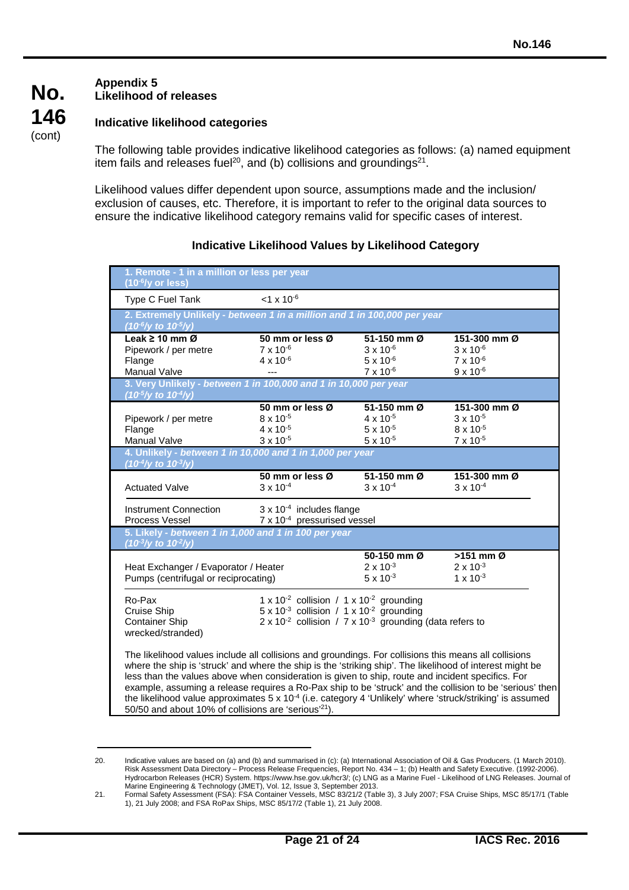## Appendix 5
## Likelihood of releases

### Indicative likelihood categories

The following table provides indicative likelihood categories as follows: (a) named equipment item fails and releases fuel[20], and (b) collisions and groundings[21].

Likelihood values differ dependent upon source, assumptions made and the inclusion/ exclusion of causes, etc. Therefore, it is important to refer to the original data sources to ensure the indicative likelihood category remains valid for specific cases of interest.

**Indicative Likelihood Values by Likelihood Category**

| | | | |
|---|---|---|---|
| **1. Remote - 1 in a million or less per year ($10^{-6}$/y or less)** | | | |
| Type C Fuel Tank | $<1 \times 10^{-6}$ | | |
| **2. Extremely Unlikely - *between 1 in a million and 1 in 100,000 per year ($10^{-6}$/y to $10^{-5}$/y)*** | | | |
| **Leak ≥ 10 mm Ø** | **50 mm or less Ø** | **51-150 mm Ø** | **151-300 mm Ø** |
| Pipework / per metre | $7 \times 10^{-6}$ | $3 \times 10^{-6}$ | $3 \times 10^{-6}$ |
| Flange | $4 \times 10^{-6}$ | $5 \times 10^{-6}$ | $7 \times 10^{-6}$ |
| Manual Valve | --- | $7 \times 10^{-6}$ | $9 \times 10^{-6}$ |
| **3. Very Unlikely - *between 1 in 100,000 and 1 in 10,000 per year ($10^{-5}$/y to $10^{-4}$/y)*** | | | |
| | **50 mm or less Ø** | **51-150 mm Ø** | **151-300 mm Ø** |
| Pipework / per metre | $8 \times 10^{-5}$ | $4 \times 10^{-5}$ | $3 \times 10^{-5}$ |
| Flange | $4 \times 10^{-5}$ | $5 \times 10^{-5}$ | $8 \times 10^{-5}$ |
| Manual Valve | $3 \times 10^{-5}$ | $5 \times 10^{-5}$ | $7 \times 10^{-5}$ |
| **4. Unlikely - *between 1 in 10,000 and 1 in 1,000 per year ($10^{-4}$/y to $10^{-3}$/y)*** | | | |
| | **50 mm or less Ø** | **51-150 mm Ø** | **151-300 mm Ø** |
| Actuated Valve | $3 \times 10^{-4}$ | $3 \times 10^{-4}$ | $3 \times 10^{-4}$ |
| Instrument Connection | $3 \times 10^{-4}$ includes flange | | |
| Process Vessel | $7 \times 10^{-4}$ pressurised vessel | | |
| **5. Likely - *between 1 in 1,000 and 1 in 100 per year ($10^{-3}$/y to $10^{-2}$/y)*** | | | |
| | | **50-150 mm Ø** | **>151 mm Ø** |
| Heat Exchanger / Evaporator / Heater | | $2 \times 10^{-3}$ | $2 \times 10^{-3}$ |
| Pumps (centrifugal or reciprocating) | | $5 \times 10^{-3}$ | $1 \times 10^{-3}$ |
| Ro-Pax | $1 \times 10^{-2}$ collision / $1 \times 10^{-2}$ grounding | | |
| Cruise Ship | $5 \times 10^{-3}$ collision / $1 \times 10^{-2}$ grounding | | |
| Container Ship | $2 \times 10^{-2}$ collision / $7 \times 10^{-3}$ grounding (data refers to wrecked/stranded) | | |
| The likelihood values include all collisions and groundings. For collisions this means all collisions where the ship is 'struck' and where the ship is the 'striking ship'. The likelihood of interest might be less than the values above when consideration is given to ship, route and incident specifics. For example, assuming a release requires a Ro-Pax ship to be 'struck' and the collision to be 'serious' then the likelihood value approximates $5 \times 10^{-4}$ (i.e. category 4 'Unlikely' where 'struck/striking' is assumed 50/50 and about 10% of collisions are 'serious'[21]). | | | |

20. Indicative values are based on (a) and (b) and summarised in (c): (a) International Association of Oil & Gas Producers. (1 March 2010). Risk Assessment Data Directory – Process Release Frequencies, Report No. 434 – 1; (b) Health and Safety Executive. (1992-2006). Hydrocarbon Releases (HCR) System. https://www.hse.gov.uk/hcr3/; (c) LNG as a Marine Fuel - Likelihood of LNG Releases. Journal of Marine Engineering & Technology (JMET), Vol. 12, Issue 3, September 2013.

21. Formal Safety Assessment (FSA): FSA Container Vessels, MSC 83/21/2 (Table 3), 3 July 2007; FSA Cruise Ships, MSC 85/17/1 (Table 1), 21 July 2008; and FSA RoPax Ships, MSC 85/17/2 (Table 1), 21 July 2008.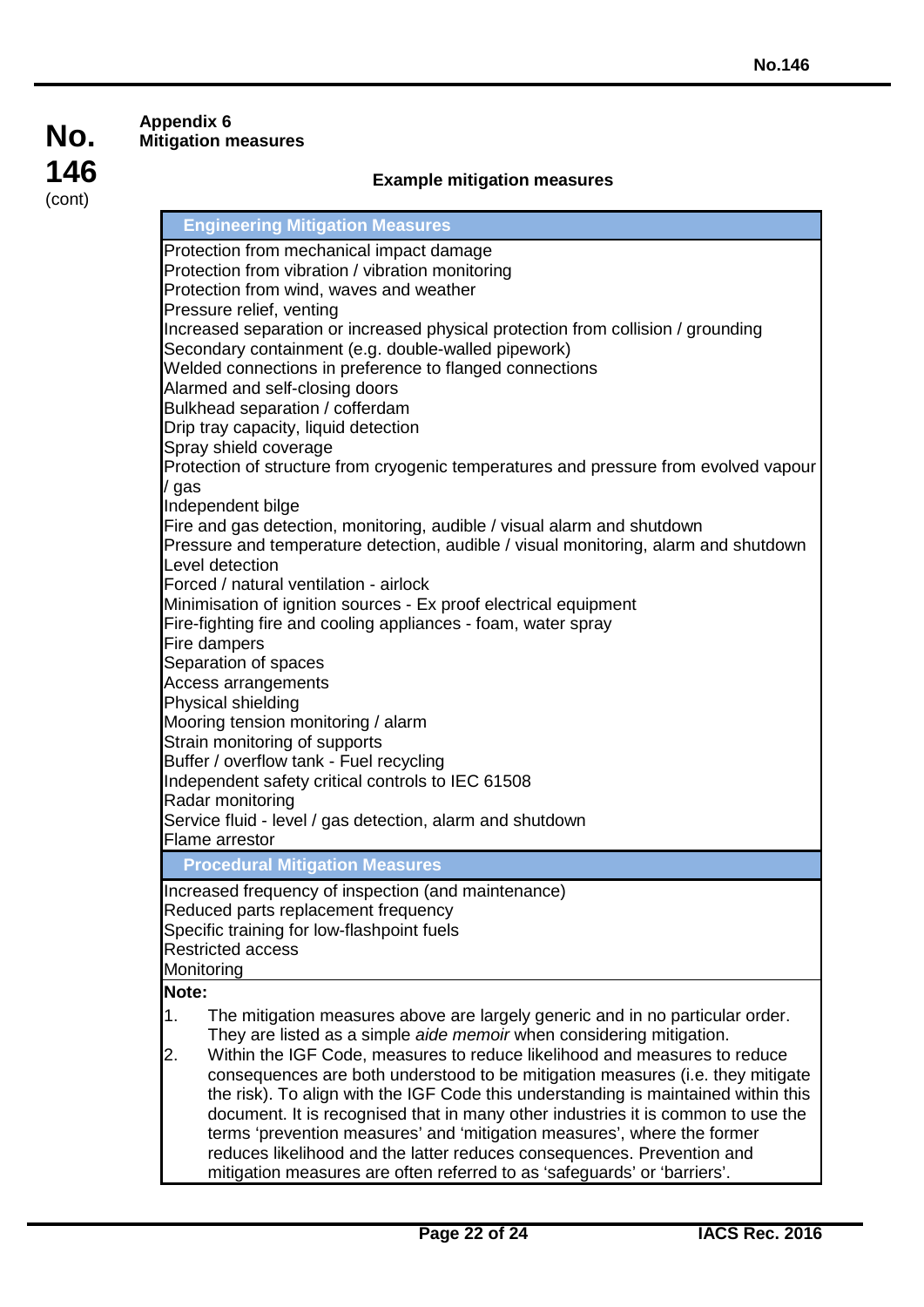## Appendix 6
## Mitigation measures

**Example mitigation measures**

| Engineering Mitigation Measures |
|---|
| Protection from mechanical impact damage |
| Protection from vibration / vibration monitoring |
| Protection from wind, waves and weather |
| Pressure relief, venting |
| Increased separation or increased physical protection from collision / grounding |
| Secondary containment (e.g. double-walled pipework) |
| Welded connections in preference to flanged connections |
| Alarmed and self-closing doors |
| Bulkhead separation / cofferdam |
| Drip tray capacity, liquid detection |
| Spray shield coverage |
| Protection of structure from cryogenic temperatures and pressure from evolved vapour / gas |
| Independent bilge |
| Fire and gas detection, monitoring, audible / visual alarm and shutdown |
| Pressure and temperature detection, audible / visual monitoring, alarm and shutdown |
| Level detection |
| Forced / natural ventilation - airlock |
| Minimisation of ignition sources - Ex proof electrical equipment |
| Fire-fighting fire and cooling appliances - foam, water spray |
| Fire dampers |
| Separation of spaces |
| Access arrangements |
| Physical shielding |
| Mooring tension monitoring / alarm |
| Strain monitoring of supports |
| Buffer / overflow tank - Fuel recycling |
| Independent safety critical controls to IEC 61508 |
| Radar monitoring |
| Service fluid - level / gas detection, alarm and shutdown |
| Flame arrestor |
| **Procedural Mitigation Measures** |
| Increased frequency of inspection (and maintenance) |
| Reduced parts replacement frequency |
| Specific training for low-flashpoint fuels |
| Restricted access |
| Monitoring |

**Note:**

1. The mitigation measures above are largely generic and in no particular order. They are listed as a simple *aide memoir* when considering mitigation.
2. Within the IGF Code, measures to reduce likelihood and measures to reduce consequences are both understood to be mitigation measures (i.e. they mitigate the risk). To align with the IGF Code this understanding is maintained within this document. It is recognised that in many other industries it is common to use the terms 'prevention measures' and 'mitigation measures', where the former reduces likelihood and the latter reduces consequences. Prevention and mitigation measures are often referred to as 'safeguards' or 'barriers'.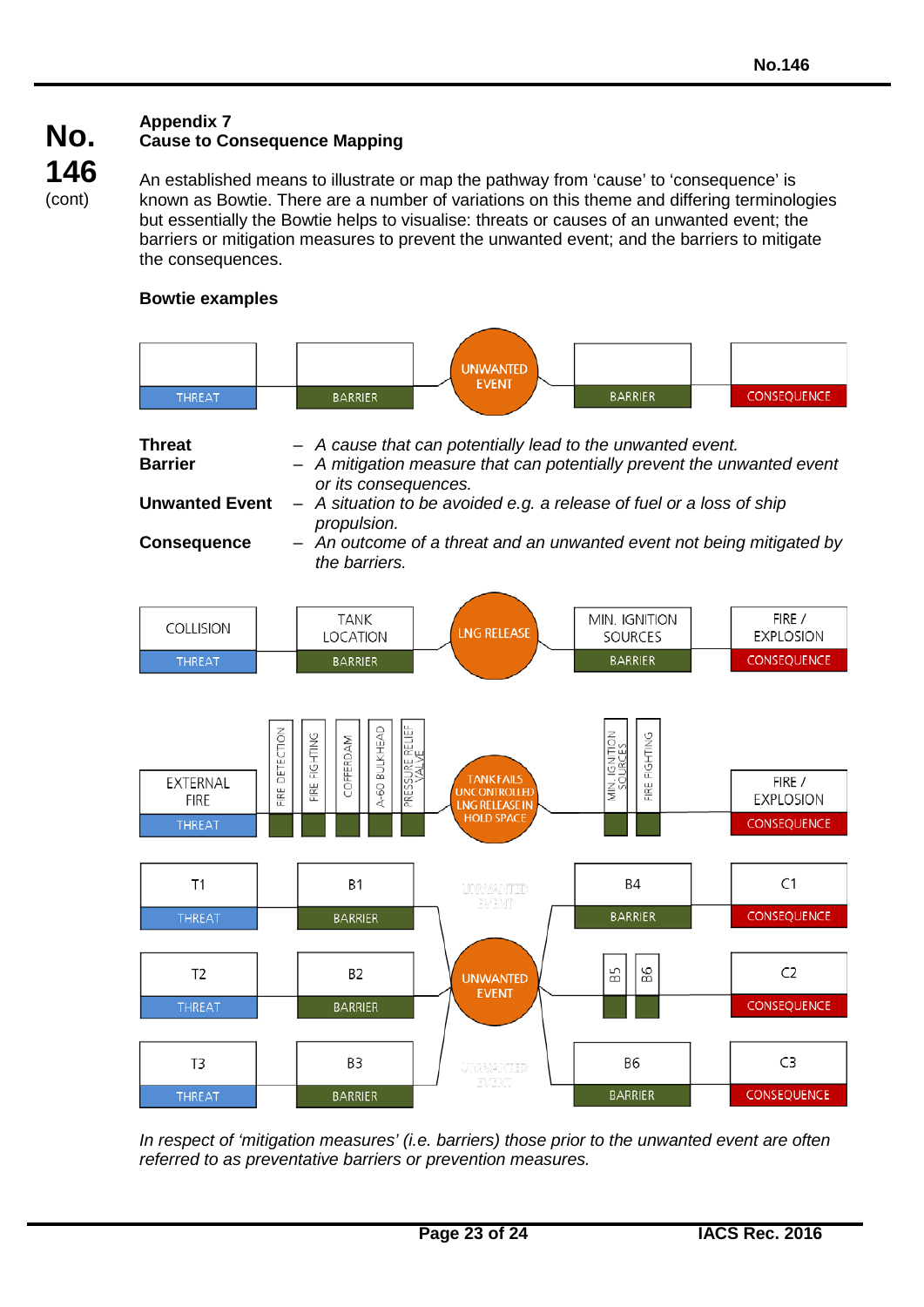**No. 146** (cont)

## Appendix 7
## Cause to Consequence Mapping

An established means to illustrate or map the pathway from 'cause' to 'consequence' is known as Bowtie. There are a number of variations on this theme and differing terminologies but essentially the Bowtie helps to visualise: threats or causes of an unwanted event; the barriers or mitigation measures to prevent the unwanted event; and the barriers to mitigate the consequences.

### Bowtie examples

THREAT — BARRIER — UNWANTED EVENT — BARRIER — CONSEQUENCE

**Threat** – *A cause that can potentially lead to the unwanted event.*
**Barrier** – *A mitigation measure that can potentially prevent the unwanted event or its consequences.*
**Unwanted Event** – *A situation to be avoided e.g. a release of fuel or a loss of ship propulsion.*
**Consequence** – *An outcome of a threat and an unwanted event not being mitigated by the barriers.*

COLLISION (THREAT) — TANK LOCATION (BARRIER) — LNG RELEASE — MIN. IGNITION SOURCES (BARRIER) — FIRE / EXPLOSION (CONSEQUENCE)

EXTERNAL FIRE (THREAT) — FIRE DETECTION, FIRE FIGHTING, COFFERDAM, A-60 BULKHEAD, PRESSURE RELIEF VALVE — TANK FAILS UNCONTROLLED LNG RELEASE IN HOLD SPACE — MIN. IGNITION SOURCES, FIRE FIGHTING — FIRE / EXPLOSION (CONSEQUENCE)

T1 (THREAT) — B1 (BARRIER) — UNWANTED EVENT — B4 (BARRIER) — C1 (CONSEQUENCE)
T2 (THREAT) — B2 (BARRIER) — UNWANTED EVENT — B5, B6 — C2 (CONSEQUENCE)
T3 (THREAT) — B3 (BARRIER) — UNWANTED EVENT — B6 (BARRIER) — C3 (CONSEQUENCE)

*In respect of 'mitigation measures' (i.e. barriers) those prior to the unwanted event are often referred to as preventative barriers or prevention measures.*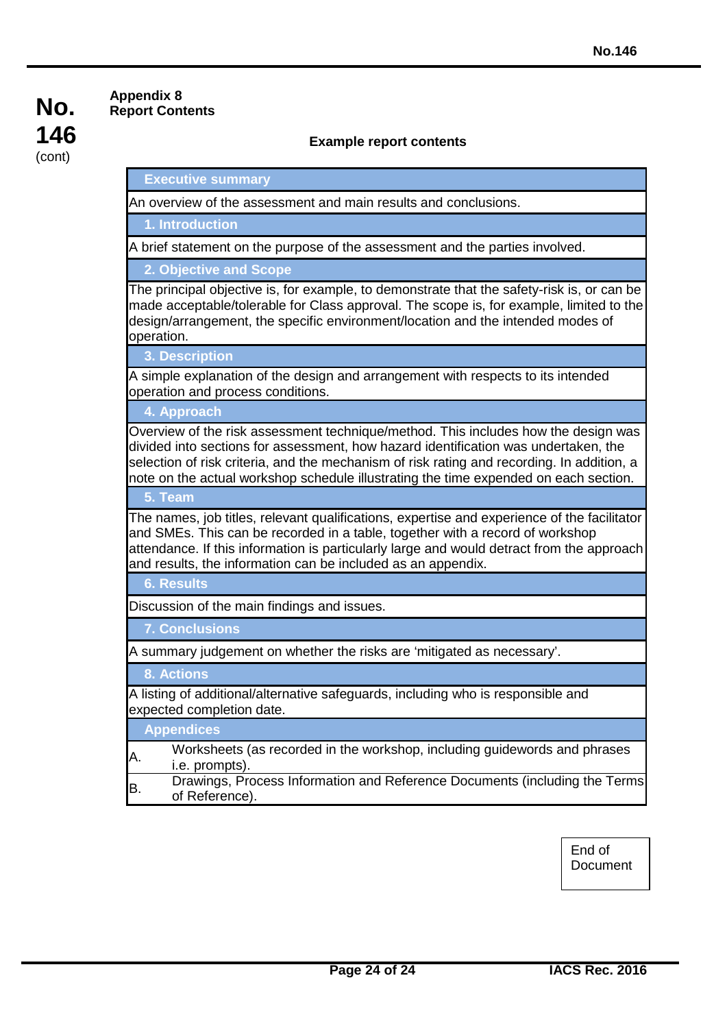**No. 146 (cont)**

## Appendix 8
## Report Contents

**Example report contents**

| |
|---|
| **Executive summary** |
| An overview of the assessment and main results and conclusions. |
| **1. Introduction** |
| A brief statement on the purpose of the assessment and the parties involved. |
| **2. Objective and Scope** |
| The principal objective is, for example, to demonstrate that the safety-risk is, or can be made acceptable/tolerable for Class approval. The scope is, for example, limited to the design/arrangement, the specific environment/location and the intended modes of operation. |
| **3. Description** |
| A simple explanation of the design and arrangement with respects to its intended operation and process conditions. |
| **4. Approach** |
| Overview of the risk assessment technique/method. This includes how the design was divided into sections for assessment, how hazard identification was undertaken, the selection of risk criteria, and the mechanism of risk rating and recording. In addition, a note on the actual workshop schedule illustrating the time expended on each section. |
| **5. Team** |
| The names, job titles, relevant qualifications, expertise and experience of the facilitator and SMEs. This can be recorded in a table, together with a record of workshop attendance. If this information is particularly large and would detract from the approach and results, the information can be included as an appendix. |
| **6. Results** |
| Discussion of the main findings and issues. |
| **7. Conclusions** |
| A summary judgement on whether the risks are 'mitigated as necessary'. |
| **8. Actions** |
| A listing of additional/alternative safeguards, including who is responsible and expected completion date. |
| **Appendices** |
| A. Worksheets (as recorded in the workshop, including guidewords and phrases i.e. prompts). |
| B. Drawings, Process Information and Reference Documents (including the Terms of Reference). |

End of Document